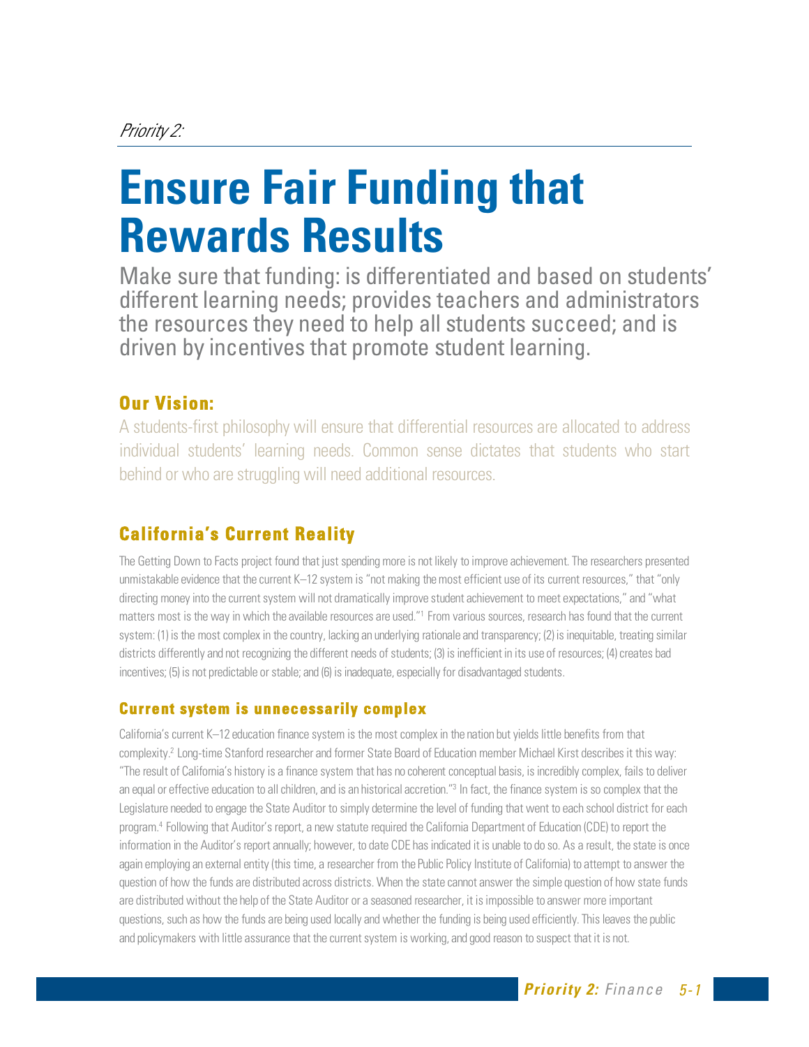*Priority 2:*

# Ensure Fair Funding that Rewards Results

Make sure that funding: is differentiated and based on students' different learning needs; provides teachers and administrators the resources they need to help all students succeed; and is driven by incentives that promote student learning.

### Our Vision:

A students-first philosophy will ensure that differential resources are allocated to address individual students' learning needs. Common sense dictates that students who start behind or who are struggling will need additional resources.

## California's Current Reality

The Getting Down to Facts project found that just spending more is not likely to improve achievement. The researchers presented unmistakable evidence that the current K–12 system is "not making the most efficient use of its current resources," that "only directing money into the current system will not dramatically improve student achievement to meet expectations," and "what matters most is the way in which the available resources are used."[1] From various sources, research has found that the current system: (1) is the most complex in the country, lacking an underlying rationale and transparency; (2) is inequitable, treating similar districts differently and not recognizing the different needs of students; (3) is inefficient in its use of resources; (4) creates bad incentives; (5) is not predictable or stable; and (6) is inadequate, especially for disadvantaged students.

### Current system is unnecessarily complex

California's current K–12 education finance system is the most complex in the nation but yields little benefits from that complexity.[2] Long-time Stanford researcher and former State Board of Education member Michael Kirst describes it this way: "The result of California's history is a finance system that has no coherent conceptual basis, is incredibly complex, fails to deliver an equal or effective education to all children, and is an historical accretion."[3] In fact, the finance system is so complex that the Legislature needed to engage the State Auditor to simply determine the level of funding that went to each school district for each program.[4] Following that Auditor's report, a new statute required the California Department of Education (CDE) to report the information in the Auditor's report annually; however, to date CDE has indicated it is unable to do so. As a result, the state is once again employing an external entity (this time, a researcher from the Public Policy Institute of California) to attempt to answer the question of how the funds are distributed across districts. When the state cannot answer the simple question of how state funds are distributed without the help of the State Auditor or a seasoned researcher, it is impossible to answer more important questions, such as how the funds are being used locally and whether the funding is being used efficiently. This leaves the public and policymakers with little assurance that the current system is working, and good reason to suspect that it is not.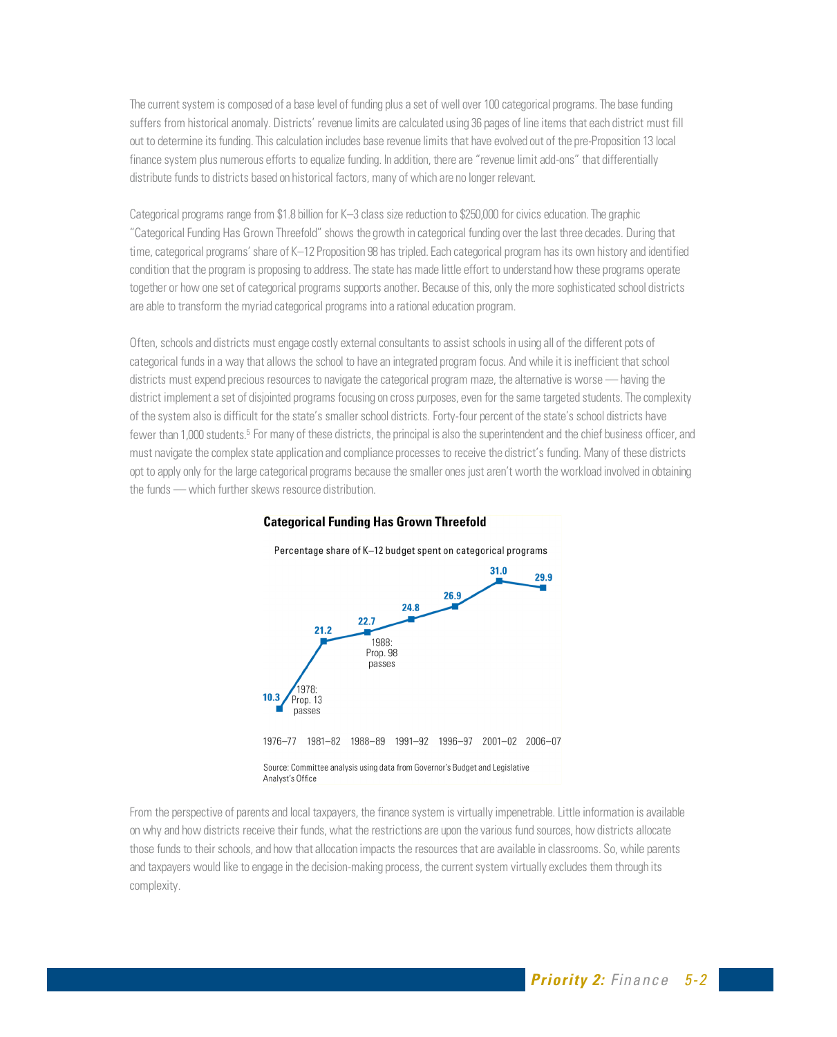The current system is composed of a base level of funding plus a set of well over 100 categorical programs. The base funding suffers from historical anomaly. Districts' revenue limits are calculated using 36 pages of line items that each district must fill out to determine its funding. This calculation includes base revenue limits that have evolved out of the pre-Proposition 13 local finance system plus numerous efforts to equalize funding. In addition, there are "revenue limit add-ons" that differentially distribute funds to districts based on historical factors, many of which are no longer relevant.

Categorical programs range from $1.8 billion for K–3 class size reduction to $250,000 for civics education. The graphic "Categorical Funding Has Grown Threefold" shows the growth in categorical funding over the last three decades. During that time, categorical programs' share of K–12 Proposition 98 has tripled. Each categorical program has its own history and identified condition that the program is proposing to address. The state has made little effort to understand how these programs operate together or how one set of categorical programs supports another. Because of this, only the more sophisticated school districts are able to transform the myriad categorical programs into a rational education program.

Often, schools and districts must engage costly external consultants to assist schools in using all of the different pots of categorical funds in a way that allows the school to have an integrated program focus. And while it is inefficient that school districts must expend precious resources to navigate the categorical program maze, the alternative is worse — having the district implement a set of disjointed programs focusing on cross purposes, even for the same targeted students. The complexity of the system also is difficult for the state's smaller school districts. Forty-four percent of the state's school districts have fewer than 1,000 students.[5] For many of these districts, the principal is also the superintendent and the chief business officer, and must navigate the complex state application and compliance processes to receive the district's funding. Many of these districts opt to apply only for the large categorical programs because the smaller ones just aren't worth the workload involved in obtaining the funds — which further skews resource distribution.

**Categorical Funding Has Grown Threefold**

Percentage share of K–12 budget spent on categorical programs

| Year | Share (%) | Note |
|---|---|---|
| 1976–77 | 10.3 | 1978: Prop. 13 passes |
| 1981–82 | 21.2 | |
| 1988–89 | 22.7 | 1988: Prop. 98 passes |
| 1991–92 | 24.8 | |
| 1996–97 | 26.9 | |
| 2001–02 | 31.0 | |
| 2006–07 | 29.9 | |

Source: Committee analysis using data from Governor's Budget and Legislative Analyst's Office

From the perspective of parents and local taxpayers, the finance system is virtually impenetrable. Little information is available on why and how districts receive their funds, what the restrictions are upon the various fund sources, how districts allocate those funds to their schools, and how that allocation impacts the resources that are available in classrooms. So, while parents and taxpayers would like to engage in the decision-making process, the current system virtually excludes them through its complexity.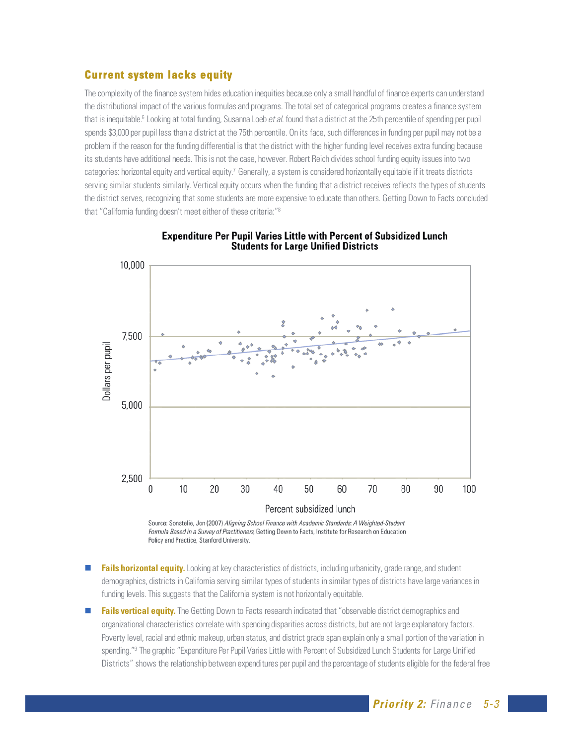## Current system lacks equity

The complexity of the finance system hides education inequities because only a small handful of finance experts can understand the distributional impact of the various formulas and programs. The total set of categorical programs creates a finance system that is inequitable.[6] Looking at total funding, Susanna Loeb *et al.* found that a district at the 25th percentile of spending per pupil spends $3,000 per pupil less than a district at the 75th percentile. On its face, such differences in funding per pupil may not be a problem if the reason for the funding differential is that the district with the higher funding level receives extra funding because its students have additional needs. This is not the case, however. Robert Reich divides school funding equity issues into two categories: horizontal equity and vertical equity.[7] Generally, a system is considered horizontally equitable if it treats districts serving similar students similarly. Vertical equity occurs when the funding that a district receives reflects the types of students the district serves, recognizing that some students are more expensive to educate than others. Getting Down to Facts concluded that "California funding doesn't meet either of these criteria:"[8]

**Expenditure Per Pupil Varies Little with Percent of Subsidized Lunch Students for Large Unified Districts**

Source: Sonstelie, Jon (2007) *Aligning School Finance with Academic Standards: A Weighted-Student Formula Based in a Survey of Practitioners*, Getting Down to Facts, Institute for Research on Education Policy and Practice, Stanford University.

- **Fails horizontal equity.** Looking at key characteristics of districts, including urbanicity, grade range, and student demographics, districts in California serving similar types of students in similar types of districts have large variances in funding levels. This suggests that the California system is not horizontally equitable.
- **Fails vertical equity.** The Getting Down to Facts research indicated that "observable district demographics and organizational characteristics correlate with spending disparities across districts, but are not large explanatory factors. Poverty level, racial and ethnic makeup, urban status, and district grade span explain only a small portion of the variation in spending."[9] The graphic "Expenditure Per Pupil Varies Little with Percent of Subsidized Lunch Students for Large Unified Districts" shows the relationship between expenditures per pupil and the percentage of students eligible for the federal free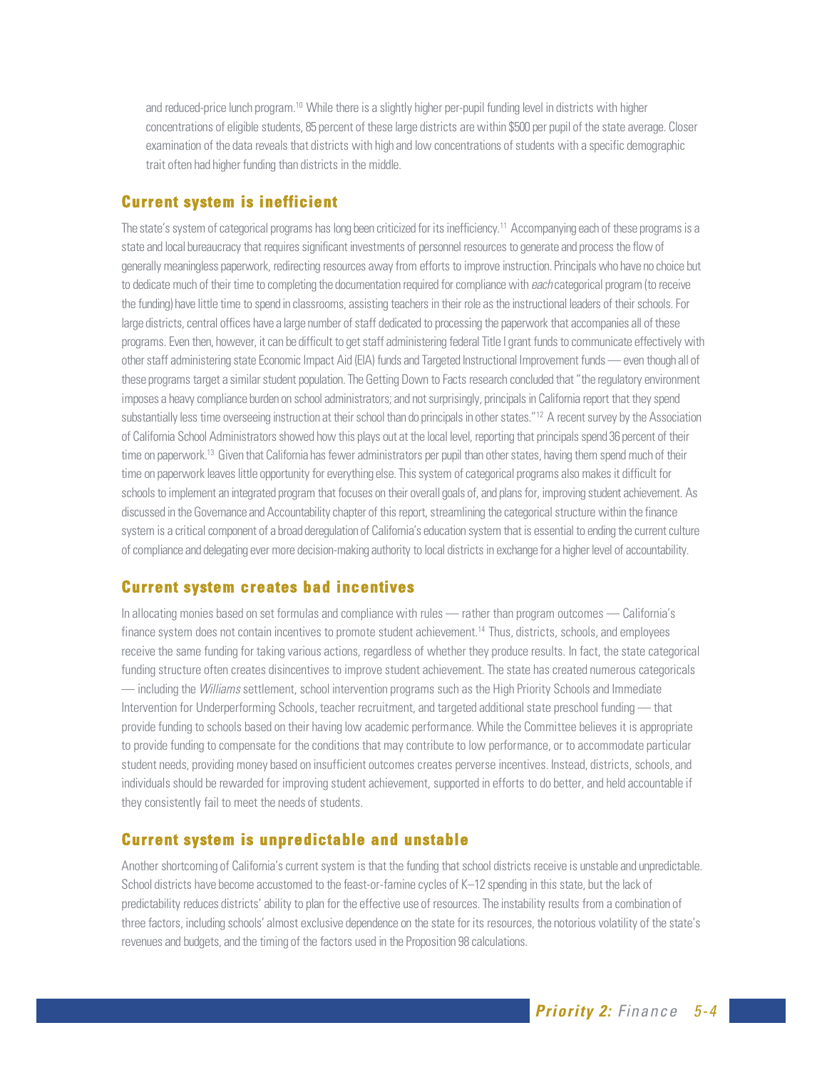and reduced-price lunch program.[10] While there is a slightly higher per-pupil funding level in districts with higher concentrations of eligible students, 85 percent of these large districts are within $500 per pupil of the state average. Closer examination of the data reveals that districts with high and low concentrations of students with a specific demographic trait often had higher funding than districts in the middle.

## Current system is inefficient

The state's system of categorical programs has long been criticized for its inefficiency.[11] Accompanying each of these programs is a state and local bureaucracy that requires significant investments of personnel resources to generate and process the flow of generally meaningless paperwork, redirecting resources away from efforts to improve instruction. Principals who have no choice but to dedicate much of their time to completing the documentation required for compliance with *each* categorical program (to receive the funding) have little time to spend in classrooms, assisting teachers in their role as the instructional leaders of their schools. For large districts, central offices have a large number of staff dedicated to processing the paperwork that accompanies all of these programs. Even then, however, it can be difficult to get staff administering federal Title I grant funds to communicate effectively with other staff administering state Economic Impact Aid (EIA) funds and Targeted Instructional Improvement funds — even though all of these programs target a similar student population. The Getting Down to Facts research concluded that "the regulatory environment imposes a heavy compliance burden on school administrators; and not surprisingly, principals in California report that they spend substantially less time overseeing instruction at their school than do principals in other states."[12] A recent survey by the Association of California School Administrators showed how this plays out at the local level, reporting that principals spend 36 percent of their time on paperwork.[13] Given that California has fewer administrators per pupil than other states, having them spend much of their time on paperwork leaves little opportunity for everything else. This system of categorical programs also makes it difficult for schools to implement an integrated program that focuses on their overall goals of, and plans for, improving student achievement. As discussed in the Governance and Accountability chapter of this report, streamlining the categorical structure within the finance system is a critical component of a broad deregulation of California's education system that is essential to ending the current culture of compliance and delegating ever more decision-making authority to local districts in exchange for a higher level of accountability.

## Current system creates bad incentives

In allocating monies based on set formulas and compliance with rules — rather than program outcomes — California's finance system does not contain incentives to promote student achievement.[14] Thus, districts, schools, and employees receive the same funding for taking various actions, regardless of whether they produce results. In fact, the state categorical funding structure often creates disincentives to improve student achievement. The state has created numerous categoricals — including the *Williams* settlement, school intervention programs such as the High Priority Schools and Immediate Intervention for Underperforming Schools, teacher recruitment, and targeted additional state preschool funding — that provide funding to schools based on their having low academic performance. While the Committee believes it is appropriate to provide funding to compensate for the conditions that may contribute to low performance, or to accommodate particular student needs, providing money based on insufficient outcomes creates perverse incentives. Instead, districts, schools, and individuals should be rewarded for improving student achievement, supported in efforts to do better, and held accountable if they consistently fail to meet the needs of students.

## Current system is unpredictable and unstable

Another shortcoming of California's current system is that the funding that school districts receive is unstable and unpredictable. School districts have become accustomed to the feast-or-famine cycles of K–12 spending in this state, but the lack of predictability reduces districts' ability to plan for the effective use of resources. The instability results from a combination of three factors, including schools' almost exclusive dependence on the state for its resources, the notorious volatility of the state's revenues and budgets, and the timing of the factors used in the Proposition 98 calculations.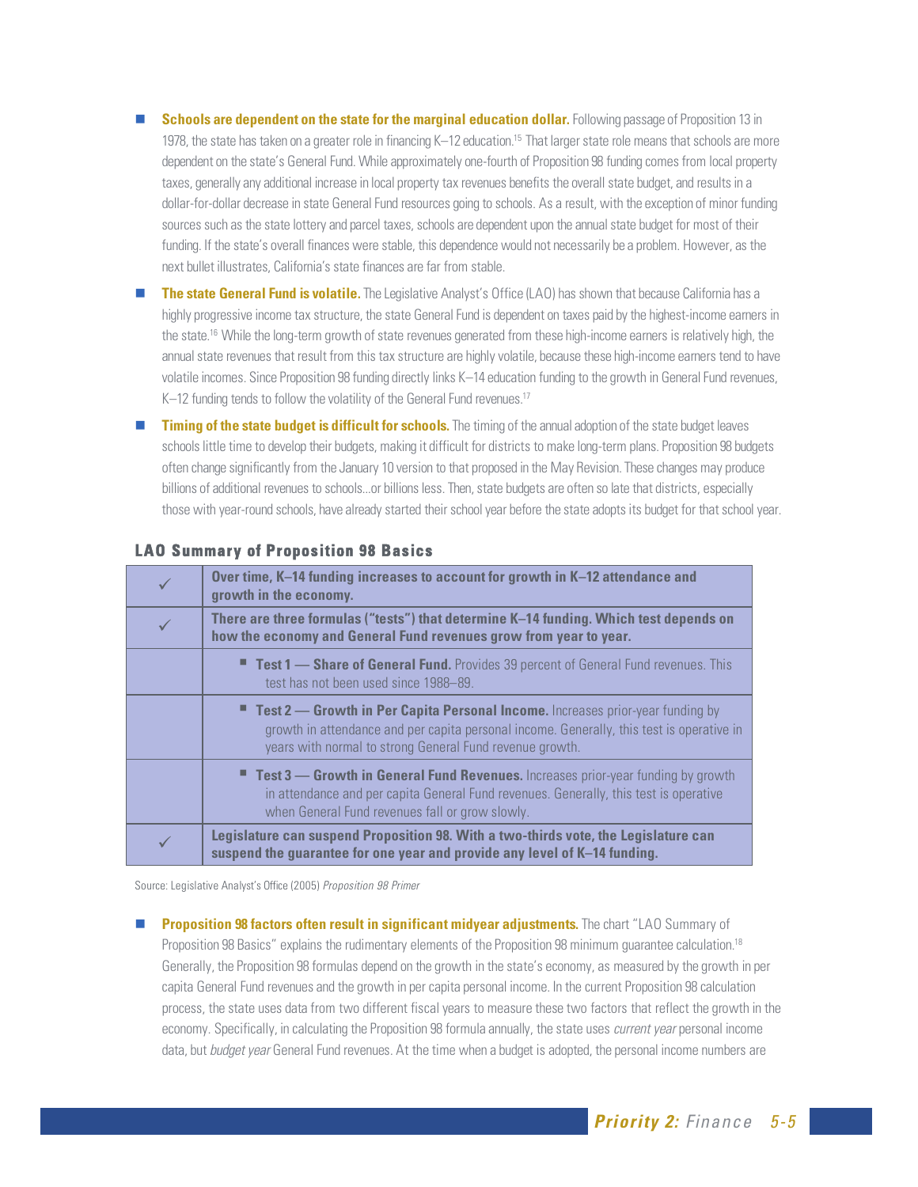- **Schools are dependent on the state for the marginal education dollar.** Following passage of Proposition 13 in 1978, the state has taken on a greater role in financing K–12 education.[15] That larger state role means that schools are more dependent on the state's General Fund. While approximately one-fourth of Proposition 98 funding comes from local property taxes, generally any additional increase in local property tax revenues benefits the overall state budget, and results in a dollar-for-dollar decrease in state General Fund resources going to schools. As a result, with the exception of minor funding sources such as the state lottery and parcel taxes, schools are dependent upon the annual state budget for most of their funding. If the state's overall finances were stable, this dependence would not necessarily be a problem. However, as the next bullet illustrates, California's state finances are far from stable.

- **The state General Fund is volatile.** The Legislative Analyst's Office (LAO) has shown that because California has a highly progressive income tax structure, the state General Fund is dependent on taxes paid by the highest-income earners in the state.[16] While the long-term growth of state revenues generated from these high-income earners is relatively high, the annual state revenues that result from this tax structure are highly volatile, because these high-income earners tend to have volatile incomes. Since Proposition 98 funding directly links K–14 education funding to the growth in General Fund revenues, K–12 funding tends to follow the volatility of the General Fund revenues.[17]

- **Timing of the state budget is difficult for schools.** The timing of the annual adoption of the state budget leaves schools little time to develop their budgets, making it difficult for districts to make long-term plans. Proposition 98 budgets often change significantly from the January 10 version to that proposed in the May Revision. These changes may produce billions of additional revenues to schools...or billions less. Then, state budgets are often so late that districts, especially those with year-round schools, have already started their school year before the state adopts its budget for that school year.

### LAO Summary of Proposition 98 Basics

| | |
|---|---|
| ✓ | **Over time, K–14 funding increases to account for growth in K–12 attendance and growth in the economy.** |
| ✓ | **There are three formulas ("tests") that determine K–14 funding. Which test depends on how the economy and General Fund revenues grow from year to year.** |
| | ▪ **Test 1 — Share of General Fund.** Provides 39 percent of General Fund revenues. This test has not been used since 1988–89. |
| | ▪ **Test 2 — Growth in Per Capita Personal Income.** Increases prior-year funding by growth in attendance and per capita personal income. Generally, this test is operative in years with normal to strong General Fund revenue growth. |
| | ▪ **Test 3 — Growth in General Fund Revenues.** Increases prior-year funding by growth in attendance and per capita General Fund revenues. Generally, this test is operative when General Fund revenues fall or grow slowly. |
| ✓ | **Legislature can suspend Proposition 98. With a two-thirds vote, the Legislature can suspend the guarantee for one year and provide any level of K–14 funding.** |

Source: Legislative Analyst's Office (2005) *Proposition 98 Primer*

- **Proposition 98 factors often result in significant midyear adjustments.** The chart "LAO Summary of Proposition 98 Basics" explains the rudimentary elements of the Proposition 98 minimum guarantee calculation.[18] Generally, the Proposition 98 formulas depend on the growth in the state's economy, as measured by the growth in per capita General Fund revenues and the growth in per capita personal income. In the current Proposition 98 calculation process, the state uses data from two different fiscal years to measure these two factors that reflect the growth in the economy. Specifically, in calculating the Proposition 98 formula annually, the state uses *current year* personal income data, but *budget year* General Fund revenues. At the time when a budget is adopted, the personal income numbers are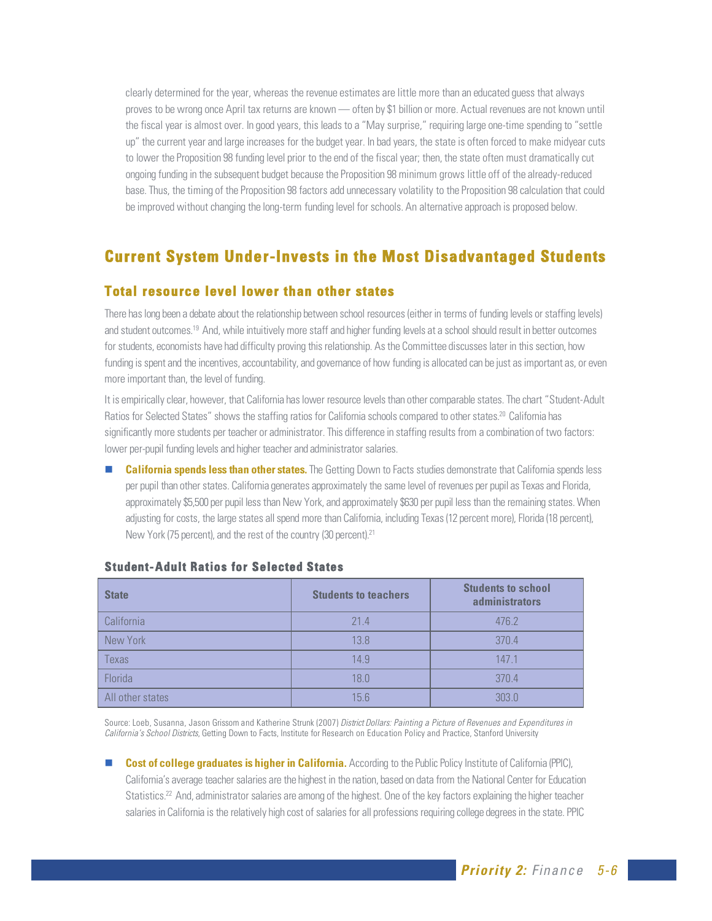clearly determined for the year, whereas the revenue estimates are little more than an educated guess that always proves to be wrong once April tax returns are known — often by $1 billion or more. Actual revenues are not known until the fiscal year is almost over. In good years, this leads to a "May surprise," requiring large one-time spending to "settle up" the current year and large increases for the budget year. In bad years, the state is often forced to make midyear cuts to lower the Proposition 98 funding level prior to the end of the fiscal year; then, the state often must dramatically cut ongoing funding in the subsequent budget because the Proposition 98 minimum grows little off of the already-reduced base. Thus, the timing of the Proposition 98 factors add unnecessary volatility to the Proposition 98 calculation that could be improved without changing the long-term funding level for schools. An alternative approach is proposed below.

## Current System Under-Invests in the Most Disadvantaged Students

### Total resource level lower than other states

There has long been a debate about the relationship between school resources (either in terms of funding levels or staffing levels) and student outcomes.[19] And, while intuitively more staff and higher funding levels at a school should result in better outcomes for students, economists have had difficulty proving this relationship. As the Committee discusses later in this section, how funding is spent and the incentives, accountability, and governance of how funding is allocated can be just as important as, or even more important than, the level of funding.

It is empirically clear, however, that California has lower resource levels than other comparable states. The chart "Student-Adult Ratios for Selected States" shows the staffing ratios for California schools compared to other states.[20] California has significantly more students per teacher or administrator. This difference in staffing results from a combination of two factors: lower per-pupil funding levels and higher teacher and administrator salaries.

- **California spends less than other states.** The Getting Down to Facts studies demonstrate that California spends less per pupil than other states. California generates approximately the same level of revenues per pupil as Texas and Florida, approximately $5,500 per pupil less than New York, and approximately $630 per pupil less than the remaining states. When adjusting for costs, the large states all spend more than California, including Texas (12 percent more), Florida (18 percent), New York (75 percent), and the rest of the country (30 percent).[21]

#### Student-Adult Ratios for Selected States

| State | Students to teachers | Students to school administrators |
|---|---|---|
| California | 21.4 | 476.2 |
| New York | 13.8 | 370.4 |
| Texas | 14.9 | 147.1 |
| Florida | 18.0 | 370.4 |
| All other states | 15.6 | 303.0 |

Source: Loeb, Susanna, Jason Grissom and Katherine Strunk (2007) *District Dollars: Painting a Picture of Revenues and Expenditures in California's School Districts*, Getting Down to Facts, Institute for Research on Education Policy and Practice, Stanford University

- **Cost of college graduates is higher in California.** According to the Public Policy Institute of California (PPIC), California's average teacher salaries are the highest in the nation, based on data from the National Center for Education Statistics.[22] And, administrator salaries are among of the highest. One of the key factors explaining the higher teacher salaries in California is the relatively high cost of salaries for all professions requiring college degrees in the state. PPIC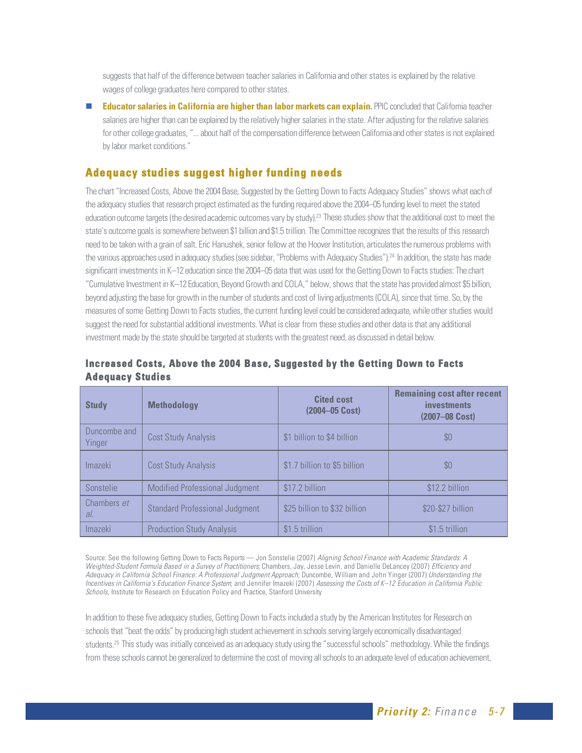suggests that half of the difference between teacher salaries in California and other states is explained by the relative wages of college graduates here compared to other states.

- **Educator salaries in California are higher than labor markets can explain.** PPIC concluded that California teacher salaries are higher than can be explained by the relatively higher salaries in the state. After adjusting for the relative salaries for other college graduates, "... about half of the compensation difference between California and other states is not explained by labor market conditions."

## Adequacy studies suggest higher funding needs

The chart "Increased Costs, Above the 2004 Base, Suggested by the Getting Down to Facts Adequacy Studies" shows what each of the adequacy studies that research project estimated as the funding required above the 2004–05 funding level to meet the stated education outcome targets (the desired academic outcomes vary by study).[23] These studies show that the additional cost to meet the state's outcome goals is somewhere between $1 billion and $1.5 trillion. The Committee recognizes that the results of this research need to be taken with a grain of salt. Eric Hanushek, senior fellow at the Hoover Institution, articulates the numerous problems with the various approaches used in adequacy studies (see sidebar, "Problems with Adequacy Studies").[24] In addition, the state has made significant investments in K–12 education since the 2004–05 data that was used for the Getting Down to Facts studies: The chart "Cumulative Investment in K–12 Education, Beyond Growth and COLA," below, shows that the state has provided almost $5 billion, beyond adjusting the base for growth in the number of students and cost of living adjustments (COLA), since that time. So, by the measures of some Getting Down to Facts studies, the current funding level could be considered adequate, while other studies would suggest the need for substantial additional investments. What is clear from these studies and other data is that any additional investment made by the state should be targeted at students with the greatest need, as discussed in detail below.

### Increased Costs, Above the 2004 Base, Suggested by the Getting Down to Facts Adequacy Studies

| Study | Methodology | Cited cost (2004–05 Cost) | Remaining cost after recent investments (2007–08 Cost) |
|---|---|---|---|
| Duncombe and Yinger | Cost Study Analysis | $1 billion to $4 billion | $0 |
| Imazeki | Cost Study Analysis | $1.7 billion to $5 billion | $0 |
| Sonstelie | Modified Professional Judgment | $17.2 billion | $12.2 billion |
| Chambers *et al.* | Standard Professional Judgment | $25 billion to $32 billion | $20-$27 billion |
| Imazeki | Production Study Analysis | $1.5 trillion | $1.5 trillion |

Source: See the following Getting Down to Facts Reports — Jon Sonstelie (2007) *Aligning School Finance with Academic Standards: A Weighted-Student Formula Based in a Survey of Practitioners*; Chambers, Jay, Jesse Levin, and Danielle DeLancey (2007) *Efficiency and Adequacy in California School Finance: A Professional Judgment Approach*; Duncombe, William and John Yinger (2007) *Understanding the Incentives in California's Education Finance System*; and Jennifer Imazeki (2007) *Assessing the Costs of K–12 Education in California Public Schools*, Institute for Research on Education Policy and Practice, Stanford University

In addition to these five adequacy studies, Getting Down to Facts included a study by the American Institutes for Research on schools that "beat the odds" by producing high student achievement in schools serving largely economically disadvantaged students.[25] This study was initially conceived as an adequacy study using the "successful schools" methodology. While the findings from these schools cannot be generalized to determine the cost of moving all schools to an adequate level of education achievement,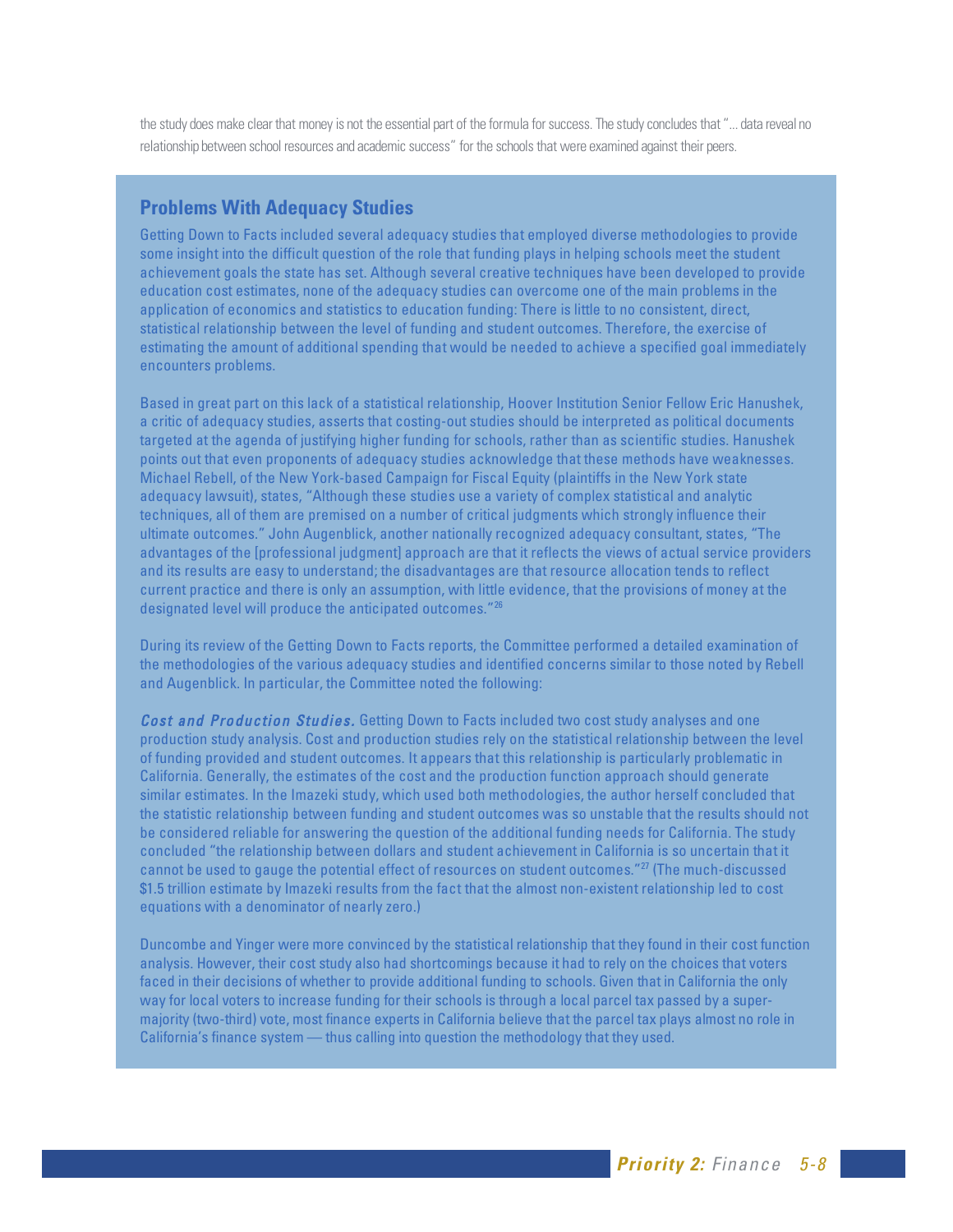the study does make clear that money is not the essential part of the formula for success. The study concludes that "... data reveal no relationship between school resources and academic success" for the schools that were examined against their peers.

## Problems With Adequacy Studies

Getting Down to Facts included several adequacy studies that employed diverse methodologies to provide some insight into the difficult question of the role that funding plays in helping schools meet the student achievement goals the state has set. Although several creative techniques have been developed to provide education cost estimates, none of the adequacy studies can overcome one of the main problems in the application of economics and statistics to education funding: There is little to no consistent, direct, statistical relationship between the level of funding and student outcomes. Therefore, the exercise of estimating the amount of additional spending that would be needed to achieve a specified goal immediately encounters problems.

Based in great part on this lack of a statistical relationship, Hoover Institution Senior Fellow Eric Hanushek, a critic of adequacy studies, asserts that costing-out studies should be interpreted as political documents targeted at the agenda of justifying higher funding for schools, rather than as scientific studies. Hanushek points out that even proponents of adequacy studies acknowledge that these methods have weaknesses. Michael Rebell, of the New York-based Campaign for Fiscal Equity (plaintiffs in the New York state adequacy lawsuit), states, "Although these studies use a variety of complex statistical and analytic techniques, all of them are premised on a number of critical judgments which strongly influence their ultimate outcomes." John Augenblick, another nationally recognized adequacy consultant, states, "The advantages of the [professional judgment] approach are that it reflects the views of actual service providers and its results are easy to understand; the disadvantages are that resource allocation tends to reflect current practice and there is only an assumption, with little evidence, that the provisions of money at the designated level will produce the anticipated outcomes."[26]

During its review of the Getting Down to Facts reports, the Committee performed a detailed examination of the methodologies of the various adequacy studies and identified concerns similar to those noted by Rebell and Augenblick. In particular, the Committee noted the following:

***Cost and Production Studies.*** Getting Down to Facts included two cost study analyses and one production study analysis. Cost and production studies rely on the statistical relationship between the level of funding provided and student outcomes. It appears that this relationship is particularly problematic in California. Generally, the estimates of the cost and the production function approach should generate similar estimates. In the Imazeki study, which used both methodologies, the author herself concluded that the statistic relationship between funding and student outcomes was so unstable that the results should not be considered reliable for answering the question of the additional funding needs for California. The study concluded "the relationship between dollars and student achievement in California is so uncertain that it cannot be used to gauge the potential effect of resources on student outcomes."[27] (The much-discussed $1.5 trillion estimate by Imazeki results from the fact that the almost non-existent relationship led to cost equations with a denominator of nearly zero.)

Duncombe and Yinger were more convinced by the statistical relationship that they found in their cost function analysis. However, their cost study also had shortcomings because it had to rely on the choices that voters faced in their decisions of whether to provide additional funding to schools. Given that in California the only way for local voters to increase funding for their schools is through a local parcel tax passed by a super-majority (two-third) vote, most finance experts in California believe that the parcel tax plays almost no role in California's finance system — thus calling into question the methodology that they used.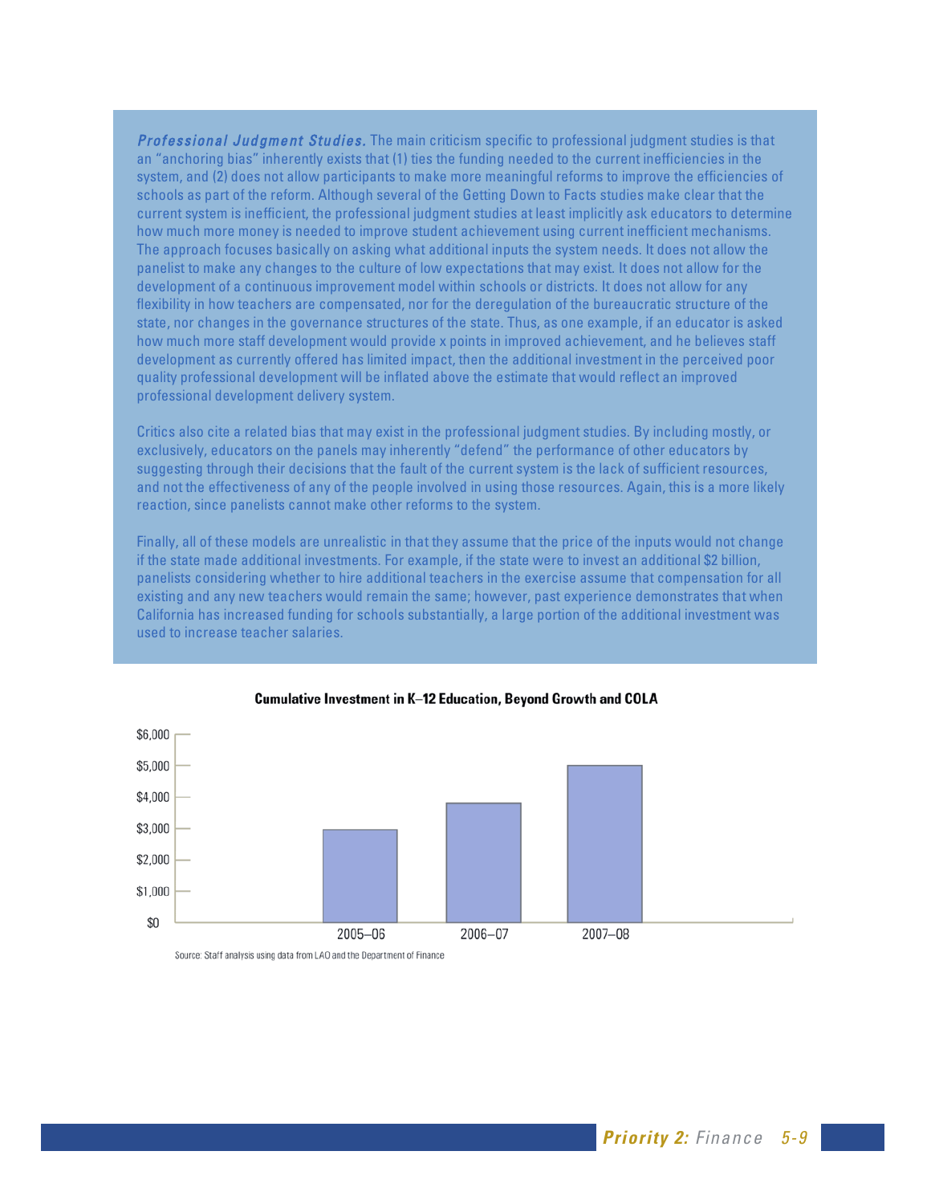***Professional Judgment Studies.*** The main criticism specific to professional judgment studies is that an "anchoring bias" inherently exists that (1) ties the funding needed to the current inefficiencies in the system, and (2) does not allow participants to make more meaningful reforms to improve the efficiencies of schools as part of the reform. Although several of the Getting Down to Facts studies make clear that the current system is inefficient, the professional judgment studies at least implicitly ask educators to determine how much more money is needed to improve student achievement using current inefficient mechanisms. The approach focuses basically on asking what additional inputs the system needs. It does not allow the panelist to make any changes to the culture of low expectations that may exist. It does not allow for the development of a continuous improvement model within schools or districts. It does not allow for any flexibility in how teachers are compensated, nor for the deregulation of the bureaucratic structure of the state, nor changes in the governance structures of the state. Thus, as one example, if an educator is asked how much more staff development would provide x points in improved achievement, and he believes staff development as currently offered has limited impact, then the additional investment in the perceived poor quality professional development will be inflated above the estimate that would reflect an improved professional development delivery system.

Critics also cite a related bias that may exist in the professional judgment studies. By including mostly, or exclusively, educators on the panels may inherently "defend" the performance of other educators by suggesting through their decisions that the fault of the current system is the lack of sufficient resources, and not the effectiveness of any of the people involved in using those resources. Again, this is a more likely reaction, since panelists cannot make other reforms to the system.

Finally, all of these models are unrealistic in that they assume that the price of the inputs would not change if the state made additional investments. For example, if the state were to invest an additional $2 billion, panelists considering whether to hire additional teachers in the exercise assume that compensation for all existing and any new teachers would remain the same; however, past experience demonstrates that when California has increased funding for schools substantially, a large portion of the additional investment was used to increase teacher salaries.

**Cumulative Investment in K–12 Education, Beyond Growth and COLA**

| Year | Cumulative Investment |
| --- | --- |
| 2005–06 | ~$3,000 |
| 2006–07 | ~$3,800 |
| 2007–08 | ~$5,000 |

Source: Staff analysis using data from LAO and the Department of Finance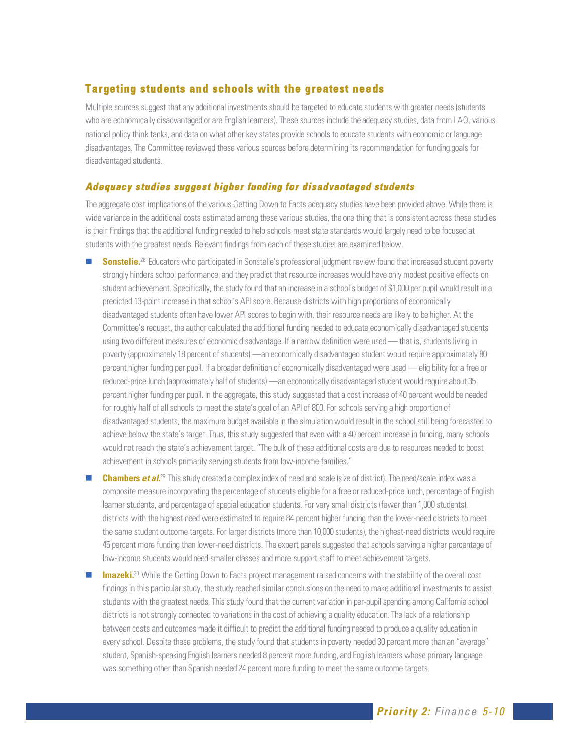## Targeting students and schools with the greatest needs

Multiple sources suggest that any additional investments should be targeted to educate students with greater needs (students who are economically disadvantaged or are English learners). These sources include the adequacy studies, data from LAO, various national policy think tanks, and data on what other key states provide schools to educate students with economic or language disadvantages. The Committee reviewed these various sources before determining its recommendation for funding goals for disadvantaged students.

### *Adequacy studies suggest higher funding for disadvantaged students*

The aggregate cost implications of the various Getting Down to Facts adequacy studies have been provided above. While there is wide variance in the additional costs estimated among these various studies, the one thing that is consistent across these studies is their findings that the additional funding needed to help schools meet state standards would largely need to be focused at students with the greatest needs. Relevant findings from each of these studies are examined below.

- **Sonstelie.**[28] Educators who participated in Sonstelie's professional judgment review found that increased student poverty strongly hinders school performance, and they predict that resource increases would have only modest positive effects on student achievement. Specifically, the study found that an increase in a school's budget of $1,000 per pupil would result in a predicted 13-point increase in that school's API score. Because districts with high proportions of economically disadvantaged students often have lower API scores to begin with, their resource needs are likely to be higher. At the Committee's request, the author calculated the additional funding needed to educate economically disadvantaged students using two different measures of economic disadvantage. If a narrow definition were used — that is, students living in poverty (approximately 18 percent of students) —an economically disadvantaged student would require approximately 80 percent higher funding per pupil. If a broader definition of economically disadvantaged were used — elig bility for a free or reduced-price lunch (approximately half of students) —an economically disadvantaged student would require about 35 percent higher funding per pupil. In the aggregate, this study suggested that a cost increase of 40 percent would be needed for roughly half of all schools to meet the state's goal of an API of 800. For schools serving a high proportion of disadvantaged students, the maximum budget available in the simulation would result in the school still being forecasted to achieve below the state's target. Thus, this study suggested that even with a 40 percent increase in funding, many schools would not reach the state's achievement target. "The bulk of these additional costs are due to resources needed to boost achievement in schools primarily serving students from low-income families."
- **Chambers *et al.***[29] This study created a complex index of need and scale (size of district). The need/scale index was a composite measure incorporating the percentage of students eligible for a free or reduced-price lunch, percentage of English learner students, and percentage of special education students. For very small districts (fewer than 1,000 students), districts with the highest need were estimated to require 84 percent higher funding than the lower-need districts to meet the same student outcome targets. For larger districts (more than 10,000 students), the highest-need districts would require 45 percent more funding than lower-need districts. The expert panels suggested that schools serving a higher percentage of low-income students would need smaller classes and more support staff to meet achievement targets.
- **Imazeki.**[30] While the Getting Down to Facts project management raised concerns with the stability of the overall cost findings in this particular study, the study reached similar conclusions on the need to make additional investments to assist students with the greatest needs. This study found that the current variation in per-pupil spending among California school districts is not strongly connected to variations in the cost of achieving a quality education. The lack of a relationship between costs and outcomes made it difficult to predict the additional funding needed to produce a quality education in every school. Despite these problems, the study found that students in poverty needed 30 percent more than an "average" student, Spanish-speaking English learners needed 8 percent more funding, and English learners whose primary language was something other than Spanish needed 24 percent more funding to meet the same outcome targets.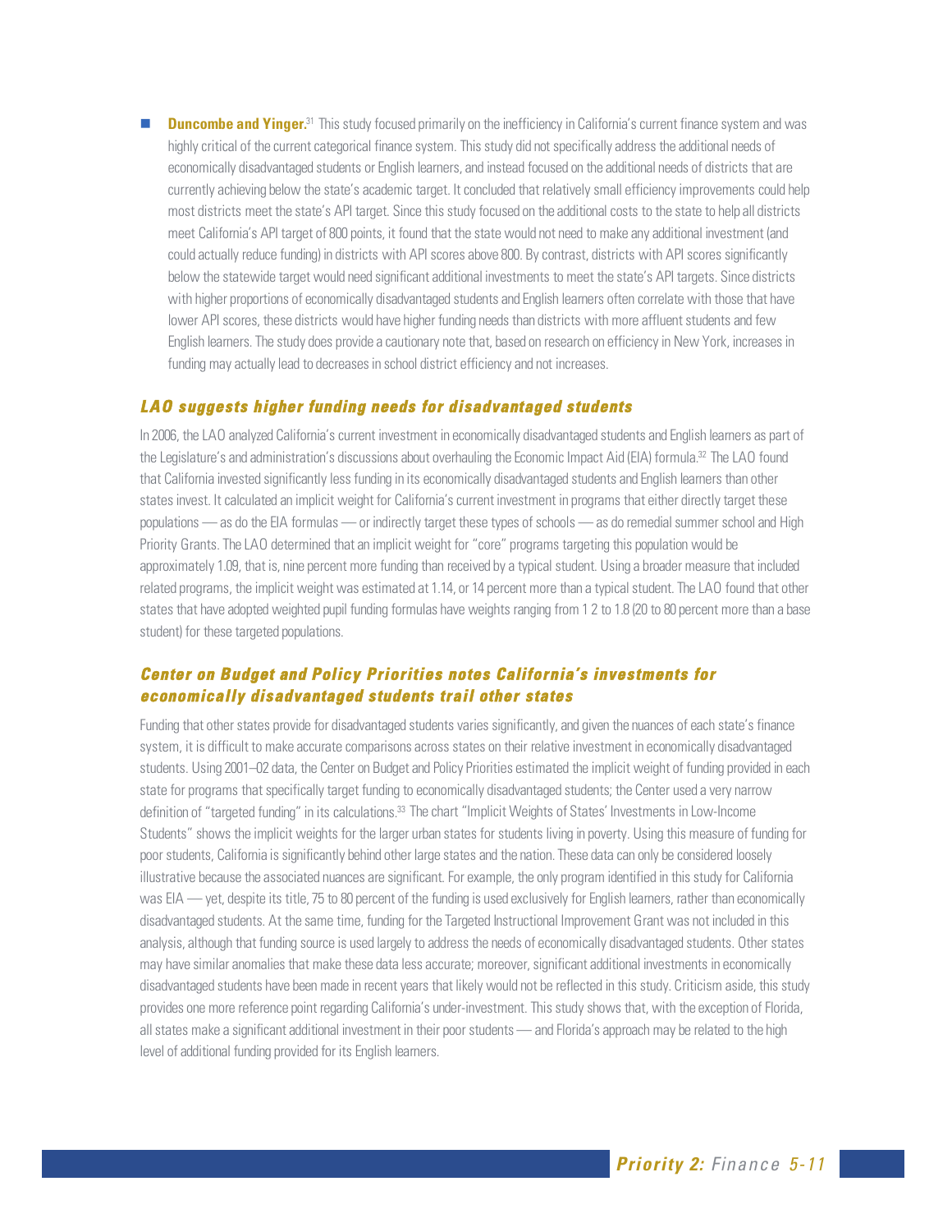- **Duncombe and Yinger.**[31] This study focused primarily on the inefficiency in California's current finance system and was highly critical of the current categorical finance system. This study did not specifically address the additional needs of economically disadvantaged students or English learners, and instead focused on the additional needs of districts that are currently achieving below the state's academic target. It concluded that relatively small efficiency improvements could help most districts meet the state's API target. Since this study focused on the additional costs to the state to help all districts meet California's API target of 800 points, it found that the state would not need to make any additional investment (and could actually reduce funding) in districts with API scores above 800. By contrast, districts with API scores significantly below the statewide target would need significant additional investments to meet the state's API targets. Since districts with higher proportions of economically disadvantaged students and English learners often correlate with those that have lower API scores, these districts would have higher funding needs than districts with more affluent students and few English learners. The study does provide a cautionary note that, based on research on efficiency in New York, increases in funding may actually lead to decreases in school district efficiency and not increases.

### *LAO suggests higher funding needs for disadvantaged students*

In 2006, the LAO analyzed California's current investment in economically disadvantaged students and English learners as part of the Legislature's and administration's discussions about overhauling the Economic Impact Aid (EIA) formula.[32] The LAO found that California invested significantly less funding in its economically disadvantaged students and English learners than other states invest. It calculated an implicit weight for California's current investment in programs that either directly target these populations — as do the EIA formulas — or indirectly target these types of schools — as do remedial summer school and High Priority Grants. The LAO determined that an implicit weight for "core" programs targeting this population would be approximately 1.09, that is, nine percent more funding than received by a typical student. Using a broader measure that included related programs, the implicit weight was estimated at 1.14, or 14 percent more than a typical student. The LAO found that other states that have adopted weighted pupil funding formulas have weights ranging from 1 2 to 1.8 (20 to 80 percent more than a base student) for these targeted populations.

### *Center on Budget and Policy Priorities notes California's investments for economically disadvantaged students trail other states*

Funding that other states provide for disadvantaged students varies significantly, and given the nuances of each state's finance system, it is difficult to make accurate comparisons across states on their relative investment in economically disadvantaged students. Using 2001–02 data, the Center on Budget and Policy Priorities estimated the implicit weight of funding provided in each state for programs that specifically target funding to economically disadvantaged students; the Center used a very narrow definition of "targeted funding" in its calculations.[33] The chart "Implicit Weights of States' Investments in Low-Income Students" shows the implicit weights for the larger urban states for students living in poverty. Using this measure of funding for poor students, California is significantly behind other large states and the nation. These data can only be considered loosely illustrative because the associated nuances are significant. For example, the only program identified in this study for California was EIA — yet, despite its title, 75 to 80 percent of the funding is used exclusively for English learners, rather than economically disadvantaged students. At the same time, funding for the Targeted Instructional Improvement Grant was not included in this analysis, although that funding source is used largely to address the needs of economically disadvantaged students. Other states may have similar anomalies that make these data less accurate; moreover, significant additional investments in economically disadvantaged students have been made in recent years that likely would not be reflected in this study. Criticism aside, this study provides one more reference point regarding California's under-investment. This study shows that, with the exception of Florida, all states make a significant additional investment in their poor students — and Florida's approach may be related to the high level of additional funding provided for its English learners.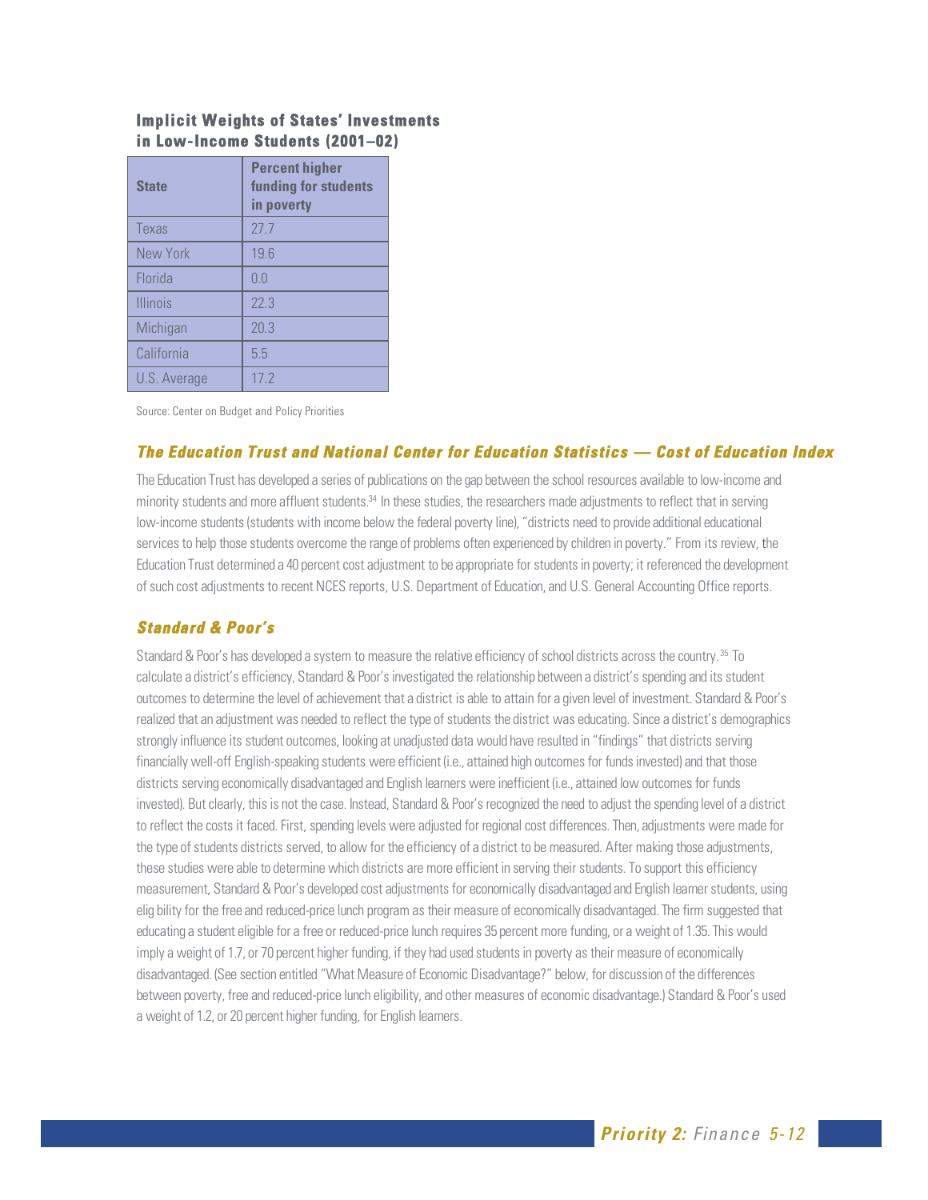**Implicit Weights of States' Investments in Low-Income Students (2001–02)**

| State | Percent higher funding for students in poverty |
|---|---|
| Texas | 27.7 |
| New York | 19.6 |
| Florida | 0.0 |
| Illinois | 22.3 |
| Michigan | 20.3 |
| California | 5.5 |
| U.S. Average | 17.2 |

Source: Center on Budget and Policy Priorities

### *The Education Trust and National Center for Education Statistics — Cost of Education Index*

The Education Trust has developed a series of publications on the gap between the school resources available to low-income and minority students and more affluent students.[34] In these studies, the researchers made adjustments to reflect that in serving low-income students (students with income below the federal poverty line), "districts need to provide additional educational services to help those students overcome the range of problems often experienced by children in poverty." From its review, the Education Trust determined a 40 percent cost adjustment to be appropriate for students in poverty; it referenced the development of such cost adjustments to recent NCES reports, U.S. Department of Education, and U.S. General Accounting Office reports.

### *Standard & Poor's*

Standard & Poor's has developed a system to measure the relative efficiency of school districts across the country.[35] To calculate a district's efficiency, Standard & Poor's investigated the relationship between a district's spending and its student outcomes to determine the level of achievement that a district is able to attain for a given level of investment. Standard & Poor's realized that an adjustment was needed to reflect the type of students the district was educating. Since a district's demographics strongly influence its student outcomes, looking at unadjusted data would have resulted in "findings" that districts serving financially well-off English-speaking students were efficient (i.e., attained high outcomes for funds invested) and that those districts serving economically disadvantaged and English learners were inefficient (i.e., attained low outcomes for funds invested). But clearly, this is not the case. Instead, Standard & Poor's recognized the need to adjust the spending level of a district to reflect the costs it faced. First, spending levels were adjusted for regional cost differences. Then, adjustments were made for the type of students districts served, to allow for the efficiency of a district to be measured. After making those adjustments, these studies were able to determine which districts are more efficient in serving their students. To support this efficiency measurement, Standard & Poor's developed cost adjustments for economically disadvantaged and English learner students, using elig bility for the free and reduced-price lunch program as their measure of economically disadvantaged. The firm suggested that educating a student eligible for a free or reduced-price lunch requires 35 percent more funding, or a weight of 1.35. This would imply a weight of 1.7, or 70 percent higher funding, if they had used students in poverty as their measure of economically disadvantaged. (See section entitled "What Measure of Economic Disadvantage?" below, for discussion of the differences between poverty, free and reduced-price lunch eligibility, and other measures of economic disadvantage.) Standard & Poor's used a weight of 1.2, or 20 percent higher funding, for English learners.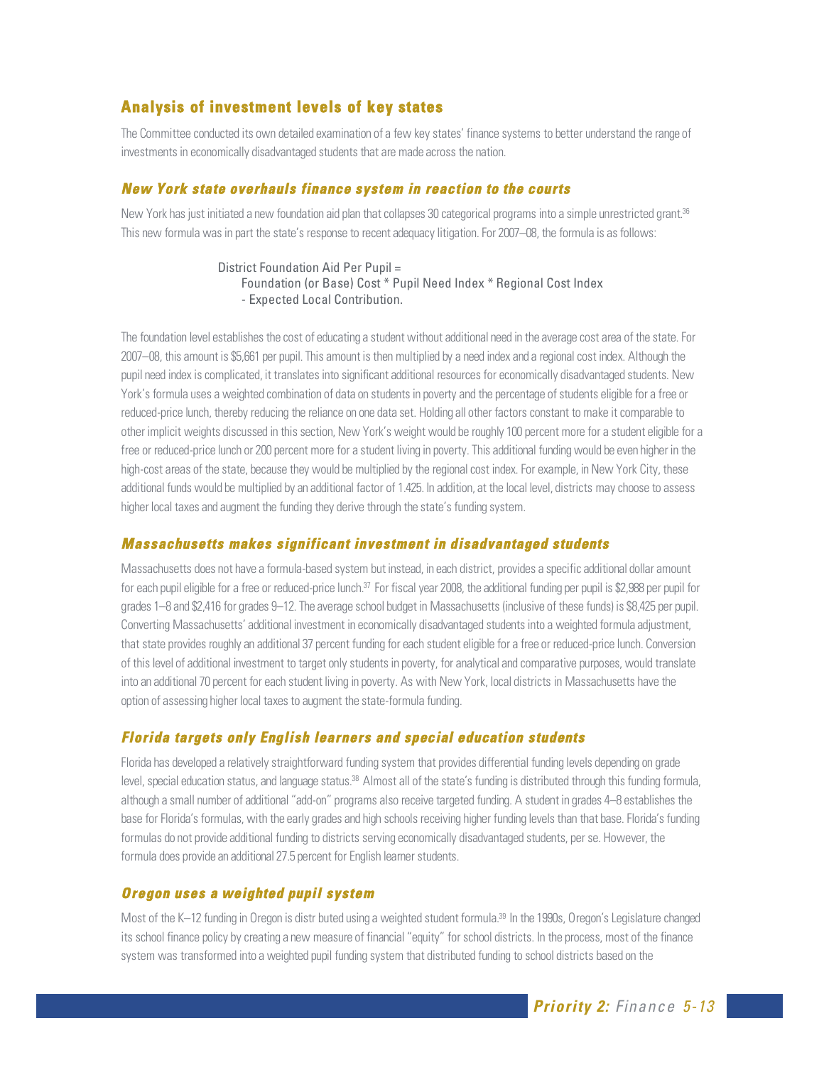## Analysis of investment levels of key states

The Committee conducted its own detailed examination of a few key states' finance systems to better understand the range of investments in economically disadvantaged students that are made across the nation.

### New York state overhauls finance system in reaction to the courts

New York has just initiated a new foundation aid plan that collapses 30 categorical programs into a simple unrestricted grant.[36] This new formula was in part the state's response to recent adequacy litigation. For 2007–08, the formula is as follows:

District Foundation Aid Per Pupil =
Foundation (or Base) Cost * Pupil Need Index * Regional Cost Index
- Expected Local Contribution.

The foundation level establishes the cost of educating a student without additional need in the average cost area of the state. For 2007–08, this amount is $5,661 per pupil. This amount is then multiplied by a need index and a regional cost index. Although the pupil need index is complicated, it translates into significant additional resources for economically disadvantaged students. New York's formula uses a weighted combination of data on students in poverty and the percentage of students eligible for a free or reduced-price lunch, thereby reducing the reliance on one data set. Holding all other factors constant to make it comparable to other implicit weights discussed in this section, New York's weight would be roughly 100 percent more for a student eligible for a free or reduced-price lunch or 200 percent more for a student living in poverty. This additional funding would be even higher in the high-cost areas of the state, because they would be multiplied by the regional cost index. For example, in New York City, these additional funds would be multiplied by an additional factor of 1.425. In addition, at the local level, districts may choose to assess higher local taxes and augment the funding they derive through the state's funding system.

### Massachusetts makes significant investment in disadvantaged students

Massachusetts does not have a formula-based system but instead, in each district, provides a specific additional dollar amount for each pupil eligible for a free or reduced-price lunch.[37] For fiscal year 2008, the additional funding per pupil is $2,988 per pupil for grades 1–8 and $2,416 for grades 9–12. The average school budget in Massachusetts (inclusive of these funds) is $8,425 per pupil. Converting Massachusetts' additional investment in economically disadvantaged students into a weighted formula adjustment, that state provides roughly an additional 37 percent funding for each student eligible for a free or reduced-price lunch. Conversion of this level of additional investment to target only students in poverty, for analytical and comparative purposes, would translate into an additional 70 percent for each student living in poverty. As with New York, local districts in Massachusetts have the option of assessing higher local taxes to augment the state-formula funding.

### Florida targets only English learners and special education students

Florida has developed a relatively straightforward funding system that provides differential funding levels depending on grade level, special education status, and language status.[38] Almost all of the state's funding is distributed through this funding formula, although a small number of additional "add-on" programs also receive targeted funding. A student in grades 4–8 establishes the base for Florida's formulas, with the early grades and high schools receiving higher funding levels than that base. Florida's funding formulas do not provide additional funding to districts serving economically disadvantaged students, per se. However, the formula does provide an additional 27.5 percent for English learner students.

### Oregon uses a weighted pupil system

Most of the K–12 funding in Oregon is distr buted using a weighted student formula.[39] In the 1990s, Oregon's Legislature changed its school finance policy by creating a new measure of financial "equity" for school districts. In the process, most of the finance system was transformed into a weighted pupil funding system that distributed funding to school districts based on the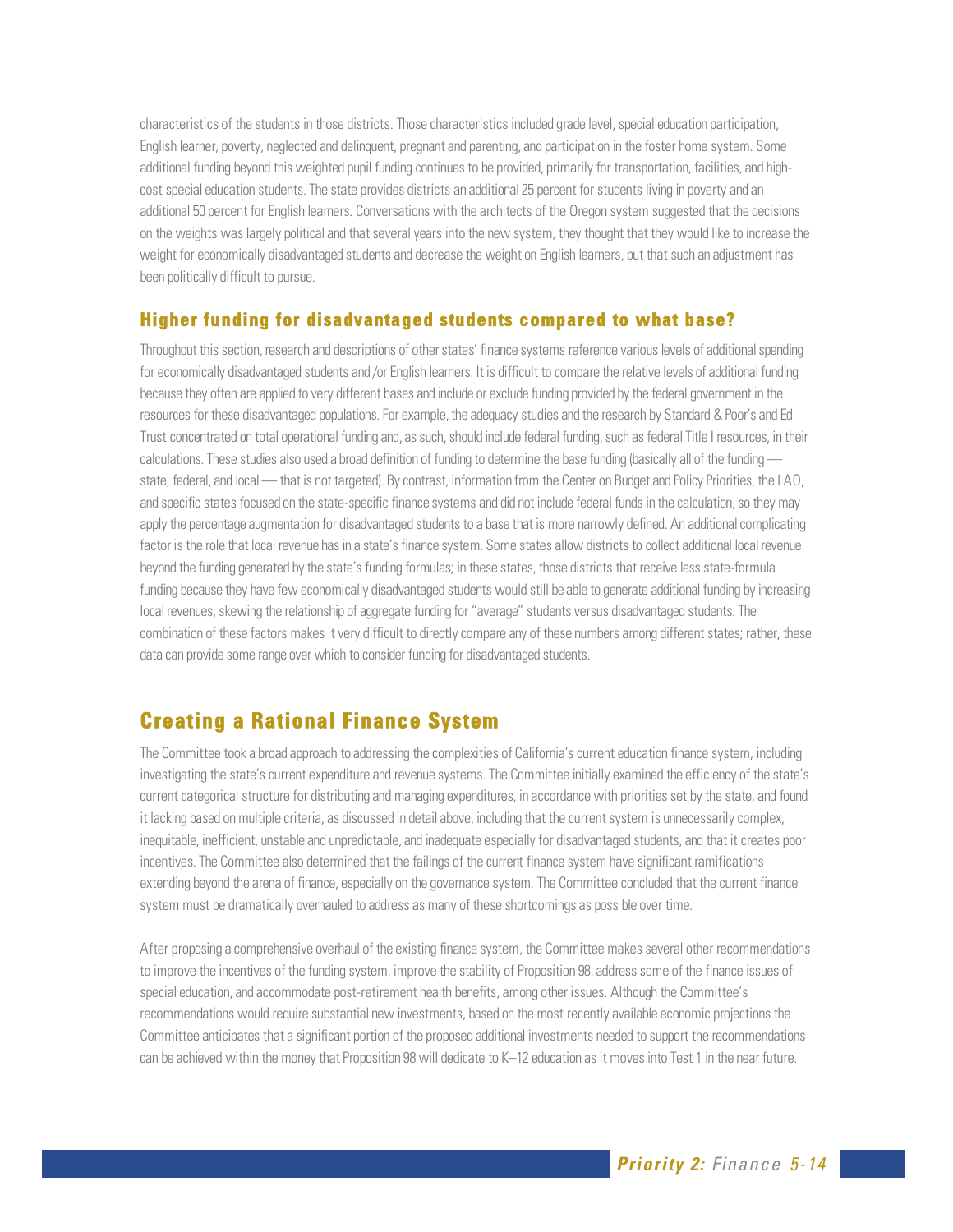characteristics of the students in those districts. Those characteristics included grade level, special education participation, English learner, poverty, neglected and delinquent, pregnant and parenting, and participation in the foster home system. Some additional funding beyond this weighted pupil funding continues to be provided, primarily for transportation, facilities, and high-cost special education students. The state provides districts an additional 25 percent for students living in poverty and an additional 50 percent for English learners. Conversations with the architects of the Oregon system suggested that the decisions on the weights was largely political and that several years into the new system, they thought that they would like to increase the weight for economically disadvantaged students and decrease the weight on English learners, but that such an adjustment has been politically difficult to pursue.

### Higher funding for disadvantaged students compared to what base?

Throughout this section, research and descriptions of other states' finance systems reference various levels of additional spending for economically disadvantaged students and /or English learners. It is difficult to compare the relative levels of additional funding because they often are applied to very different bases and include or exclude funding provided by the federal government in the resources for these disadvantaged populations. For example, the adequacy studies and the research by Standard & Poor's and Ed Trust concentrated on total operational funding and, as such, should include federal funding, such as federal Title I resources, in their calculations. These studies also used a broad definition of funding to determine the base funding (basically all of the funding — state, federal, and local — that is not targeted). By contrast, information from the Center on Budget and Policy Priorities, the LAO, and specific states focused on the state-specific finance systems and did not include federal funds in the calculation, so they may apply the percentage augmentation for disadvantaged students to a base that is more narrowly defined. An additional complicating factor is the role that local revenue has in a state's finance system. Some states allow districts to collect additional local revenue beyond the funding generated by the state's funding formulas; in these states, those districts that receive less state-formula funding because they have few economically disadvantaged students would still be able to generate additional funding by increasing local revenues, skewing the relationship of aggregate funding for "average" students versus disadvantaged students. The combination of these factors makes it very difficult to directly compare any of these numbers among different states; rather, these data can provide some range over which to consider funding for disadvantaged students.

## Creating a Rational Finance System

The Committee took a broad approach to addressing the complexities of California's current education finance system, including investigating the state's current expenditure and revenue systems. The Committee initially examined the efficiency of the state's current categorical structure for distributing and managing expenditures, in accordance with priorities set by the state, and found it lacking based on multiple criteria, as discussed in detail above, including that the current system is unnecessarily complex, inequitable, inefficient, unstable and unpredictable, and inadequate especially for disadvantaged students, and that it creates poor incentives. The Committee also determined that the failings of the current finance system have significant ramifications extending beyond the arena of finance, especially on the governance system. The Committee concluded that the current finance system must be dramatically overhauled to address as many of these shortcomings as poss ble over time.

After proposing a comprehensive overhaul of the existing finance system, the Committee makes several other recommendations to improve the incentives of the funding system, improve the stability of Proposition 98, address some of the finance issues of special education, and accommodate post-retirement health benefits, among other issues. Although the Committee's recommendations would require substantial new investments, based on the most recently available economic projections the Committee anticipates that a significant portion of the proposed additional investments needed to support the recommendations can be achieved within the money that Proposition 98 will dedicate to K–12 education as it moves into Test 1 in the near future.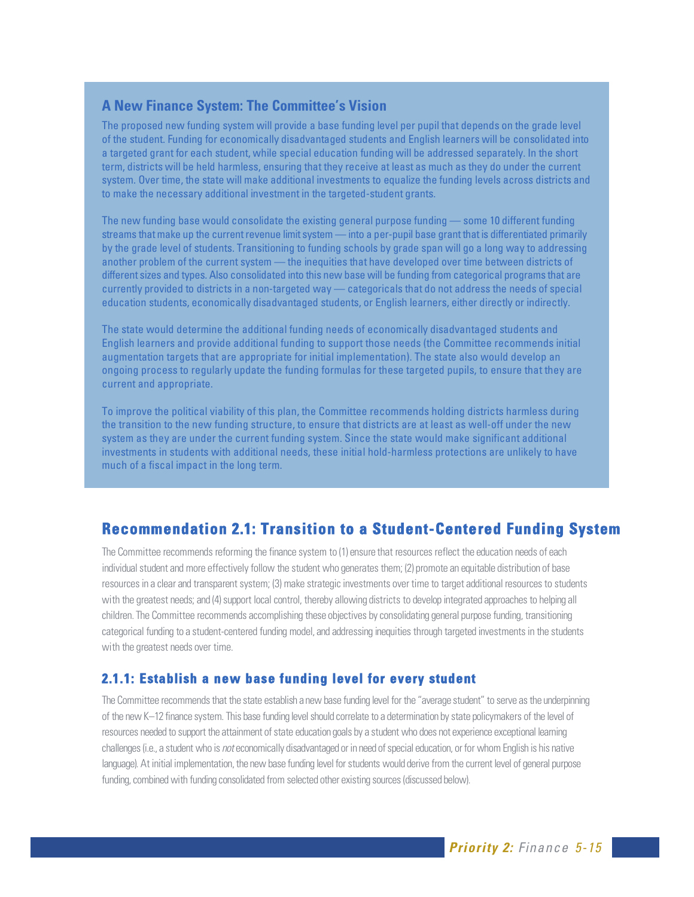## A New Finance System: The Committee's Vision

The proposed new funding system will provide a base funding level per pupil that depends on the grade level of the student. Funding for economically disadvantaged students and English learners will be consolidated into a targeted grant for each student, while special education funding will be addressed separately. In the short term, districts will be held harmless, ensuring that they receive at least as much as they do under the current system. Over time, the state will make additional investments to equalize the funding levels across districts and to make the necessary additional investment in the targeted-student grants.

The new funding base would consolidate the existing general purpose funding — some 10 different funding streams that make up the current revenue limit system — into a per-pupil base grant that is differentiated primarily by the grade level of students. Transitioning to funding schools by grade span will go a long way to addressing another problem of the current system — the inequities that have developed over time between districts of different sizes and types. Also consolidated into this new base will be funding from categorical programs that are currently provided to districts in a non-targeted way — categoricals that do not address the needs of special education students, economically disadvantaged students, or English learners, either directly or indirectly.

The state would determine the additional funding needs of economically disadvantaged students and English learners and provide additional funding to support those needs (the Committee recommends initial augmentation targets that are appropriate for initial implementation). The state also would develop an ongoing process to regularly update the funding formulas for these targeted pupils, to ensure that they are current and appropriate.

To improve the political viability of this plan, the Committee recommends holding districts harmless during the transition to the new funding structure, to ensure that districts are at least as well-off under the new system as they are under the current funding system. Since the state would make significant additional investments in students with additional needs, these initial hold-harmless protections are unlikely to have much of a fiscal impact in the long term.

## Recommendation 2.1: Transition to a Student-Centered Funding System

The Committee recommends reforming the finance system to (1) ensure that resources reflect the education needs of each individual student and more effectively follow the student who generates them; (2) promote an equitable distribution of base resources in a clear and transparent system; (3) make strategic investments over time to target additional resources to students with the greatest needs; and (4) support local control, thereby allowing districts to develop integrated approaches to helping all children. The Committee recommends accomplishing these objectives by consolidating general purpose funding, transitioning categorical funding to a student-centered funding model, and addressing inequities through targeted investments in the students with the greatest needs over time.

### 2.1.1: Establish a new base funding level for every student

The Committee recommends that the state establish a new base funding level for the "average student" to serve as the underpinning of the new K–12 finance system. This base funding level should correlate to a determination by state policymakers of the level of resources needed to support the attainment of state education goals by a student who does not experience exceptional learning challenges (i.e., a student who is *not* economically disadvantaged or in need of special education, or for whom English is his native language). At initial implementation, the new base funding level for students would derive from the current level of general purpose funding, combined with funding consolidated from selected other existing sources (discussed below).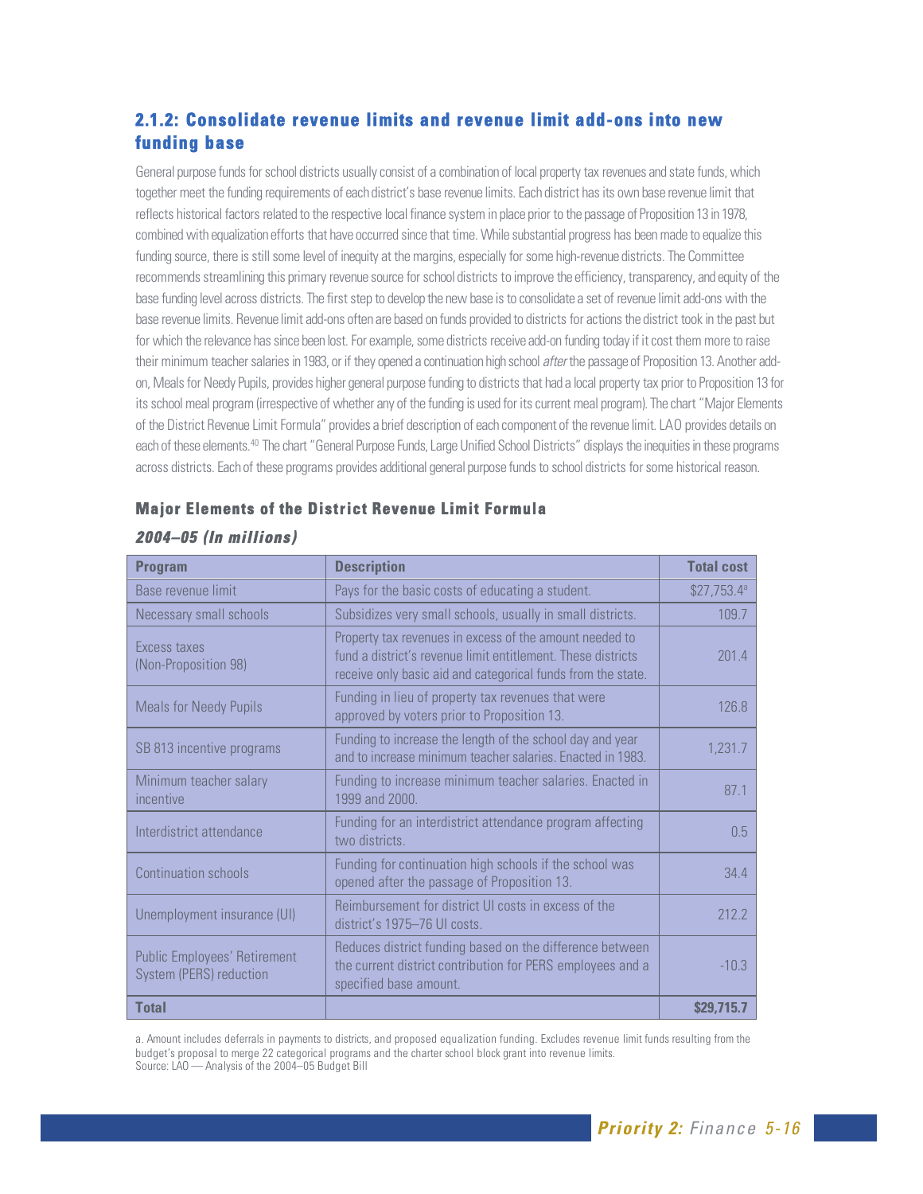## 2.1.2: Consolidate revenue limits and revenue limit add-ons into new funding base

General purpose funds for school districts usually consist of a combination of local property tax revenues and state funds, which together meet the funding requirements of each district's base revenue limits. Each district has its own base revenue limit that reflects historical factors related to the respective local finance system in place prior to the passage of Proposition 13 in 1978, combined with equalization efforts that have occurred since that time. While substantial progress has been made to equalize this funding source, there is still some level of inequity at the margins, especially for some high-revenue districts. The Committee recommends streamlining this primary revenue source for school districts to improve the efficiency, transparency, and equity of the base funding level across districts. The first step to develop the new base is to consolidate a set of revenue limit add-ons with the base revenue limits. Revenue limit add-ons often are based on funds provided to districts for actions the district took in the past but for which the relevance has since been lost. For example, some districts receive add-on funding today if it cost them more to raise their minimum teacher salaries in 1983, or if they opened a continuation high school *after* the passage of Proposition 13. Another add-on, Meals for Needy Pupils, provides higher general purpose funding to districts that had a local property tax prior to Proposition 13 for its school meal program (irrespective of whether any of the funding is used for its current meal program). The chart "Major Elements of the District Revenue Limit Formula" provides a brief description of each component of the revenue limit. LAO provides details on each of these elements.[40] The chart "General Purpose Funds, Large Unified School Districts" displays the inequities in these programs across districts. Each of these programs provides additional general purpose funds to school districts for some historical reason.

### Major Elements of the District Revenue Limit Formula

***2004–05 (In millions)***

| Program | Description | Total cost |
|---|---|---|
| Base revenue limit | Pays for the basic costs of educating a student. | $27,753.4[a] |
| Necessary small schools | Subsidizes very small schools, usually in small districts. | 109.7 |
| Excess taxes (Non-Proposition 98) | Property tax revenues in excess of the amount needed to fund a district's revenue limit entitlement. These districts receive only basic aid and categorical funds from the state. | 201.4 |
| Meals for Needy Pupils | Funding in lieu of property tax revenues that were approved by voters prior to Proposition 13. | 126.8 |
| SB 813 incentive programs | Funding to increase the length of the school day and year and to increase minimum teacher salaries. Enacted in 1983. | 1,231.7 |
| Minimum teacher salary incentive | Funding to increase minimum teacher salaries. Enacted in 1999 and 2000. | 87.1 |
| Interdistrict attendance | Funding for an interdistrict attendance program affecting two districts. | 0.5 |
| Continuation schools | Funding for continuation high schools if the school was opened after the passage of Proposition 13. | 34.4 |
| Unemployment insurance (UI) | Reimbursement for district UI costs in excess of the district's 1975–76 UI costs. | 212.2 |
| Public Employees' Retirement System (PERS) reduction | Reduces district funding based on the difference between the current district contribution for PERS employees and a specified base amount. | -10.3 |
| **Total** | | **$29,715.7** |

a. Amount includes deferrals in payments to districts, and proposed equalization funding. Excludes revenue limit funds resulting from the budget's proposal to merge 22 categorical programs and the charter school block grant into revenue limits.
Source: LAO — Analysis of the 2004–05 Budget Bill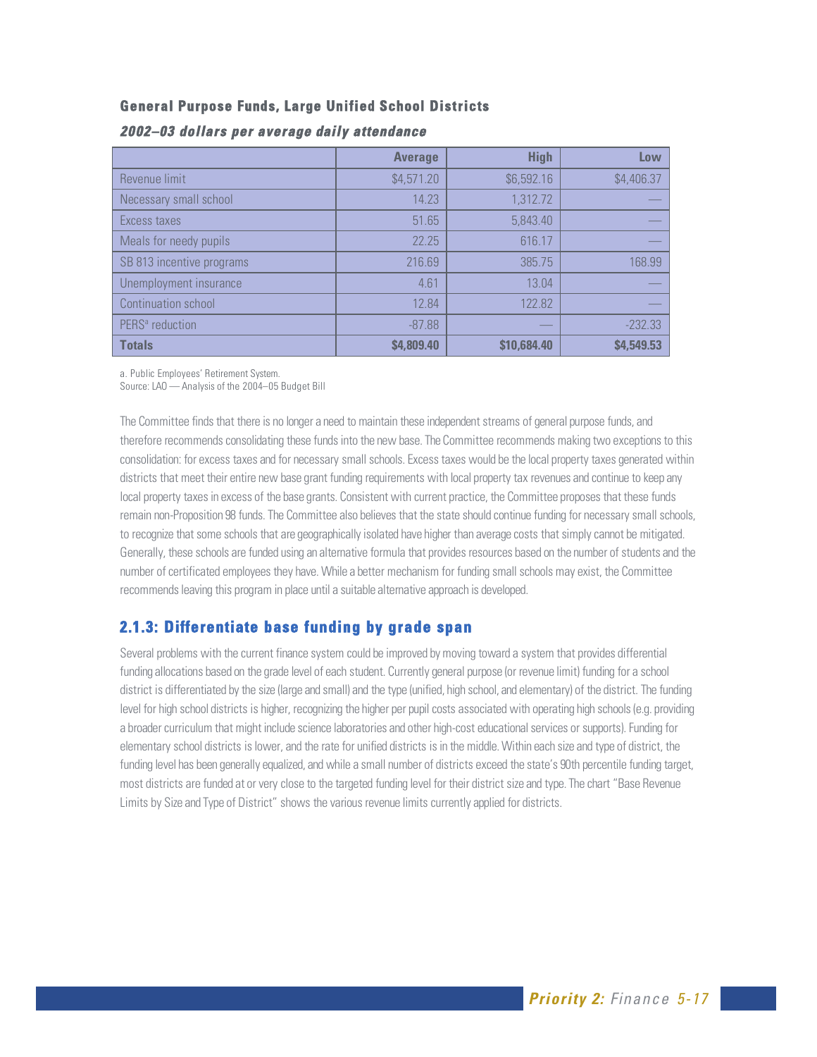**General Purpose Funds, Large Unified School Districts**

***2002–03 dollars per average daily attendance***

| | Average | High | Low |
|---|---|---|---|
| Revenue limit | $4,571.20 | $6,592.16 | $4,406.37 |
| Necessary small school | 14.23 | 1,312.72 | — |
| Excess taxes | 51.65 | 5,843.40 | — |
| Meals for needy pupils | 22.25 | 616.17 | — |
| SB 813 incentive programs | 216.69 | 385.75 | 168.99 |
| Unemployment insurance | 4.61 | 13.04 | — |
| Continuation school | 12.84 | 122.82 | — |
| PERS[a] reduction | -87.88 | — | -232.33 |
| **Totals** | **$4,809.40** | **$10,684.40** | **$4,549.53** |

a. Public Employees' Retirement System.
Source: LAO — Analysis of the 2004–05 Budget Bill

The Committee finds that there is no longer a need to maintain these independent streams of general purpose funds, and therefore recommends consolidating these funds into the new base. The Committee recommends making two exceptions to this consolidation: for excess taxes and for necessary small schools. Excess taxes would be the local property taxes generated within districts that meet their entire new base grant funding requirements with local property tax revenues and continue to keep any local property taxes in excess of the base grants. Consistent with current practice, the Committee proposes that these funds remain non-Proposition 98 funds. The Committee also believes that the state should continue funding for necessary small schools, to recognize that some schools that are geographically isolated have higher than average costs that simply cannot be mitigated. Generally, these schools are funded using an alternative formula that provides resources based on the number of students and the number of certificated employees they have. While a better mechanism for funding small schools may exist, the Committee recommends leaving this program in place until a suitable alternative approach is developed.

## 2.1.3: Differentiate base funding by grade span

Several problems with the current finance system could be improved by moving toward a system that provides differential funding allocations based on the grade level of each student. Currently general purpose (or revenue limit) funding for a school district is differentiated by the size (large and small) and the type (unified, high school, and elementary) of the district. The funding level for high school districts is higher, recognizing the higher per pupil costs associated with operating high schools (e.g. providing a broader curriculum that might include science laboratories and other high-cost educational services or supports). Funding for elementary school districts is lower, and the rate for unified districts is in the middle. Within each size and type of district, the funding level has been generally equalized, and while a small number of districts exceed the state's 90th percentile funding target, most districts are funded at or very close to the targeted funding level for their district size and type. The chart "Base Revenue Limits by Size and Type of District" shows the various revenue limits currently applied for districts.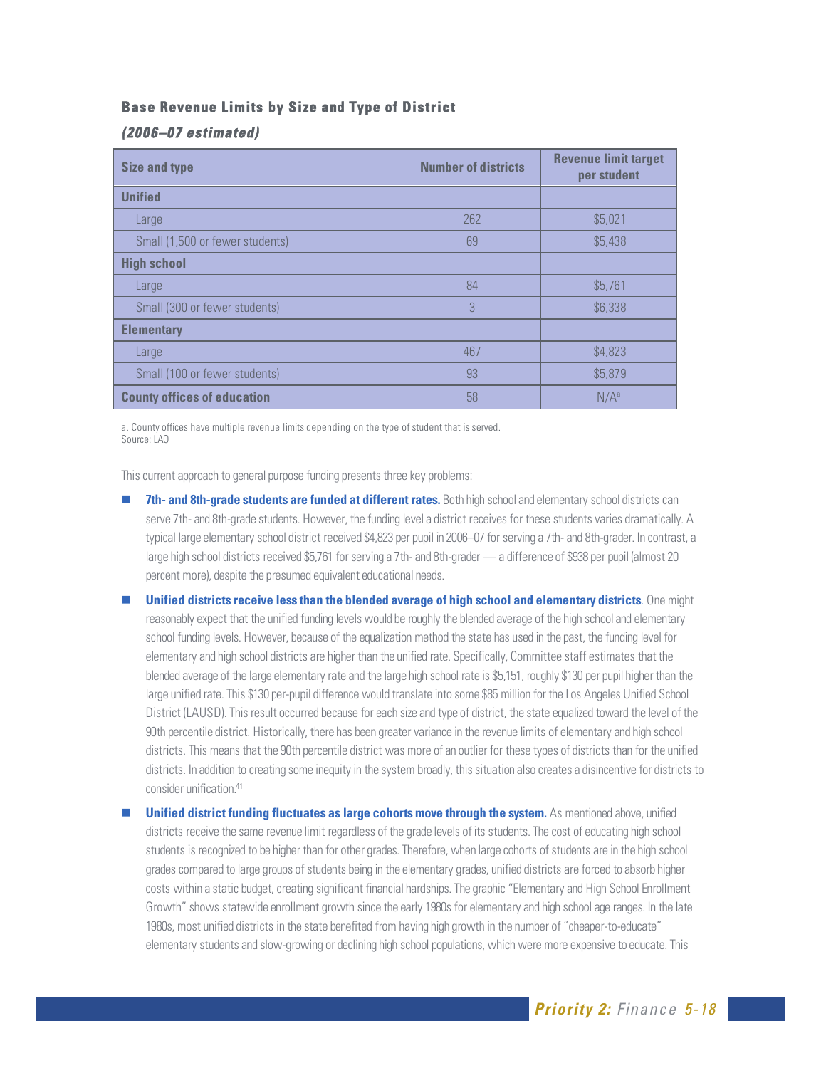### Base Revenue Limits by Size and Type of District

***(2006–07 estimated)***

| Size and type | Number of districts | Revenue limit target per student |
|---|---|---|
| **Unified** | | |
| Large | 262 | $5,021 |
| Small (1,500 or fewer students) | 69 | $5,438 |
| **High school** | | |
| Large | 84 | $5,761 |
| Small (300 or fewer students) | 3 | $6,338 |
| **Elementary** | | |
| Large | 467 | $4,823 |
| Small (100 or fewer students) | 93 | $5,879 |
| **County offices of education** | 58 | N/A[a] |

a. County offices have multiple revenue limits depending on the type of student that is served.
Source: LAO

This current approach to general purpose funding presents three key problems:

- **7th- and 8th-grade students are funded at different rates.** Both high school and elementary school districts can serve 7th- and 8th-grade students. However, the funding level a district receives for these students varies dramatically. A typical large elementary school district received $4,823 per pupil in 2006–07 for serving a 7th- and 8th-grader. In contrast, a large high school districts received $5,761 for serving a 7th- and 8th-grader — a difference of $938 per pupil (almost 20 percent more), despite the presumed equivalent educational needs.
- **Unified districts receive less than the blended average of high school and elementary districts**. One might reasonably expect that the unified funding levels would be roughly the blended average of the high school and elementary school funding levels. However, because of the equalization method the state has used in the past, the funding level for elementary and high school districts are higher than the unified rate. Specifically, Committee staff estimates that the blended average of the large elementary rate and the large high school rate is $5,151, roughly $130 per pupil higher than the large unified rate. This $130 per-pupil difference would translate into some $85 million for the Los Angeles Unified School District (LAUSD). This result occurred because for each size and type of district, the state equalized toward the level of the 90th percentile district. Historically, there has been greater variance in the revenue limits of elementary and high school districts. This means that the 90th percentile district was more of an outlier for these types of districts than for the unified districts. In addition to creating some inequity in the system broadly, this situation also creates a disincentive for districts to consider unification.[41]
- **Unified district funding fluctuates as large cohorts move through the system.** As mentioned above, unified districts receive the same revenue limit regardless of the grade levels of its students. The cost of educating high school students is recognized to be higher than for other grades. Therefore, when large cohorts of students are in the high school grades compared to large groups of students being in the elementary grades, unified districts are forced to absorb higher costs within a static budget, creating significant financial hardships. The graphic "Elementary and High School Enrollment Growth" shows statewide enrollment growth since the early 1980s for elementary and high school age ranges. In the late 1980s, most unified districts in the state benefited from having high growth in the number of "cheaper-to-educate" elementary students and slow-growing or declining high school populations, which were more expensive to educate. This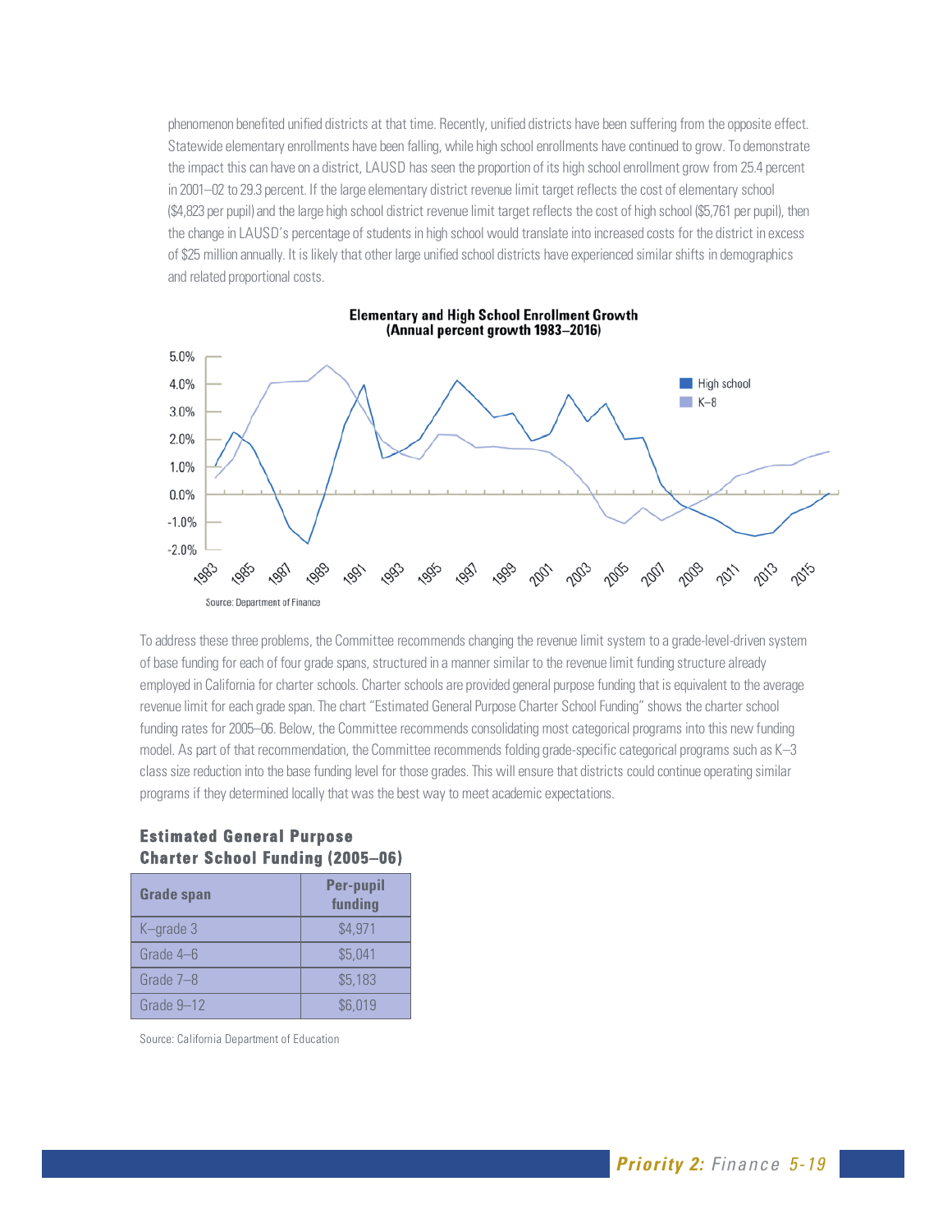phenomenon benefited unified districts at that time. Recently, unified districts have been suffering from the opposite effect. Statewide elementary enrollments have been falling, while high school enrollments have continued to grow. To demonstrate the impact this can have on a district, LAUSD has seen the proportion of its high school enrollment grow from 25.4 percent in 2001–02 to 29.3 percent. If the large elementary district revenue limit target reflects the cost of elementary school ($4,823 per pupil) and the large high school district revenue limit target reflects the cost of high school ($5,761 per pupil), then the change in LAUSD's percentage of students in high school would translate into increased costs for the district in excess of $25 million annually. It is likely that other large unified school districts have experienced similar shifts in demographics and related proportional costs.

**Elementary and High School Enrollment Growth**
**(Annual percent growth 1983–2016)**

Source: Department of Finance

To address these three problems, the Committee recommends changing the revenue limit system to a grade-level-driven system of base funding for each of four grade spans, structured in a manner similar to the revenue limit funding structure already employed in California for charter schools. Charter schools are provided general purpose funding that is equivalent to the average revenue limit for each grade span. The chart "Estimated General Purpose Charter School Funding" shows the charter school funding rates for 2005–06. Below, the Committee recommends consolidating most categorical programs into this new funding model. As part of that recommendation, the Committee recommends folding grade-specific categorical programs such as K–3 class size reduction into the base funding level for those grades. This will ensure that districts could continue operating similar programs if they determined locally that was the best way to meet academic expectations.

**Estimated General Purpose Charter School Funding (2005–06)**

| Grade span | Per-pupil funding |
|---|---|
| K–grade 3 | $4,971 |
| Grade 4–6 | $5,041 |
| Grade 7–8 | $5,183 |
| Grade 9–12 | $6,019 |

Source: California Department of Education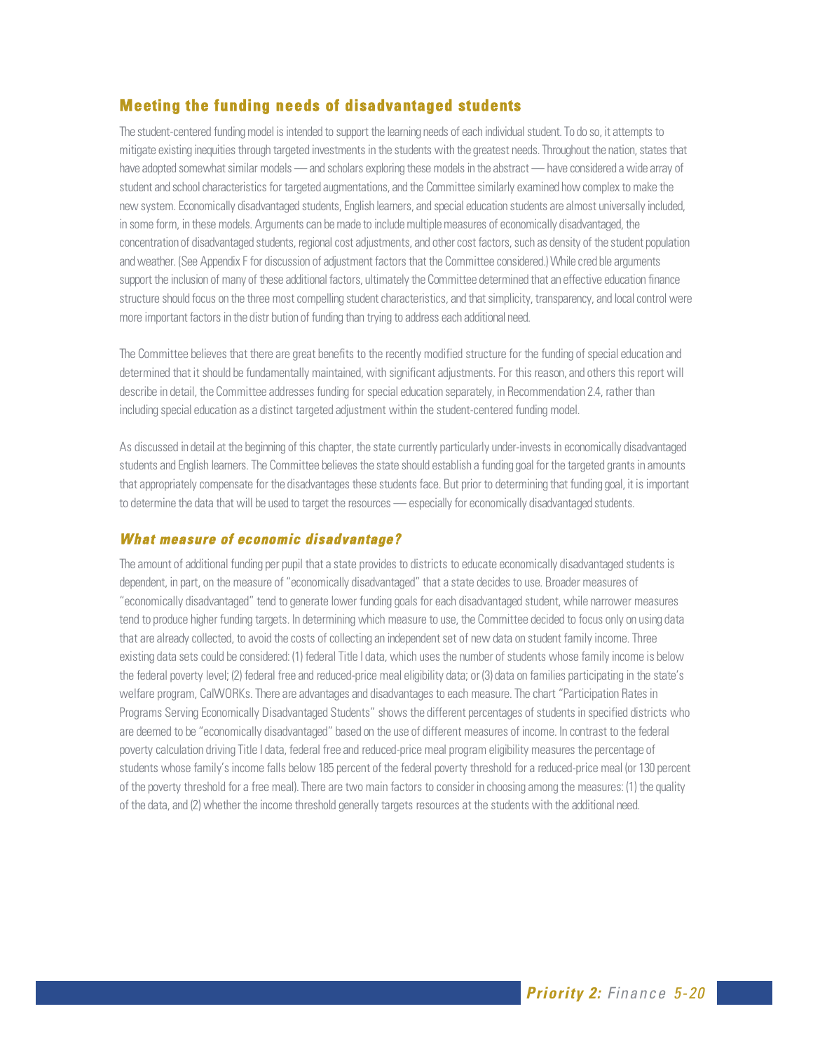## Meeting the funding needs of disadvantaged students

The student-centered funding model is intended to support the learning needs of each individual student. To do so, it attempts to mitigate existing inequities through targeted investments in the students with the greatest needs. Throughout the nation, states that have adopted somewhat similar models — and scholars exploring these models in the abstract — have considered a wide array of student and school characteristics for targeted augmentations, and the Committee similarly examined how complex to make the new system. Economically disadvantaged students, English learners, and special education students are almost universally included, in some form, in these models. Arguments can be made to include multiple measures of economically disadvantaged, the concentration of disadvantaged students, regional cost adjustments, and other cost factors, such as density of the student population and weather. (See Appendix F for discussion of adjustment factors that the Committee considered.) While cred ble arguments support the inclusion of many of these additional factors, ultimately the Committee determined that an effective education finance structure should focus on the three most compelling student characteristics, and that simplicity, transparency, and local control were more important factors in the distr bution of funding than trying to address each additional need.

The Committee believes that there are great benefits to the recently modified structure for the funding of special education and determined that it should be fundamentally maintained, with significant adjustments. For this reason, and others this report will describe in detail, the Committee addresses funding for special education separately, in Recommendation 2.4, rather than including special education as a distinct targeted adjustment within the student-centered funding model.

As discussed in detail at the beginning of this chapter, the state currently particularly under-invests in economically disadvantaged students and English learners. The Committee believes the state should establish a funding goal for the targeted grants in amounts that appropriately compensate for the disadvantages these students face. But prior to determining that funding goal, it is important to determine the data that will be used to target the resources — especially for economically disadvantaged students.

### *What measure of economic disadvantage?*

The amount of additional funding per pupil that a state provides to districts to educate economically disadvantaged students is dependent, in part, on the measure of "economically disadvantaged" that a state decides to use. Broader measures of "economically disadvantaged" tend to generate lower funding goals for each disadvantaged student, while narrower measures tend to produce higher funding targets. In determining which measure to use, the Committee decided to focus only on using data that are already collected, to avoid the costs of collecting an independent set of new data on student family income. Three existing data sets could be considered: (1) federal Title I data, which uses the number of students whose family income is below the federal poverty level; (2) federal free and reduced-price meal eligibility data; or (3) data on families participating in the state's welfare program, CalWORKs. There are advantages and disadvantages to each measure. The chart "Participation Rates in Programs Serving Economically Disadvantaged Students" shows the different percentages of students in specified districts who are deemed to be "economically disadvantaged" based on the use of different measures of income. In contrast to the federal poverty calculation driving Title I data, federal free and reduced-price meal program eligibility measures the percentage of students whose family's income falls below 185 percent of the federal poverty threshold for a reduced-price meal (or 130 percent of the poverty threshold for a free meal). There are two main factors to consider in choosing among the measures: (1) the quality of the data, and (2) whether the income threshold generally targets resources at the students with the additional need.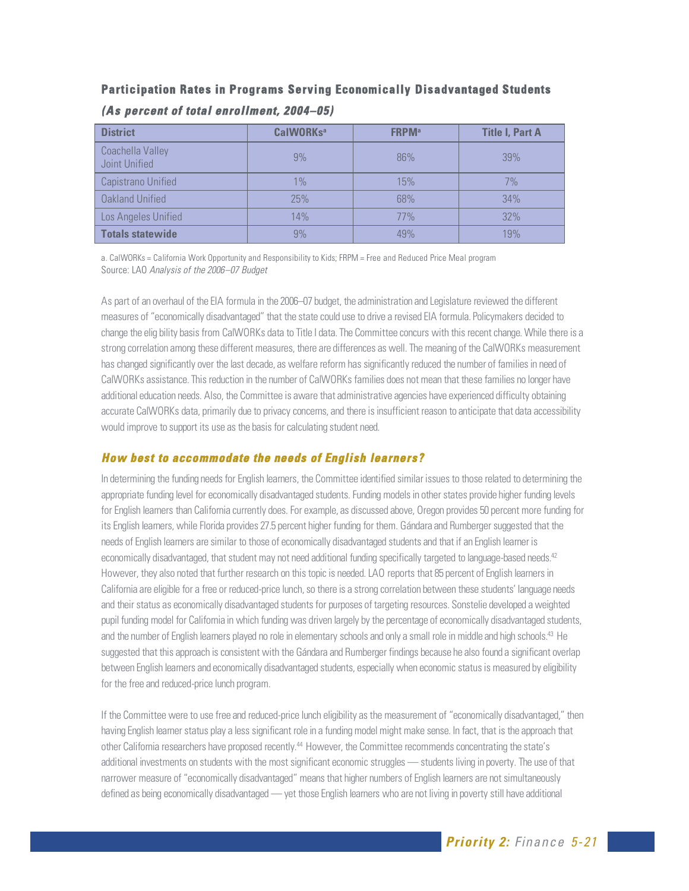**Participation Rates in Programs Serving Economically Disadvantaged Students**

***(As percent of total enrollment, 2004–05)***

| District | CalWORKs[a] | FRPM[a] | Title I, Part A |
|---|---|---|---|
| Coachella Valley Joint Unified | 9% | 86% | 39% |
| Capistrano Unified | 1% | 15% | 7% |
| Oakland Unified | 25% | 68% | 34% |
| Los Angeles Unified | 14% | 77% | 32% |
| **Totals statewide** | 9% | 49% | 19% |

a. CalWORKs = California Work Opportunity and Responsibility to Kids; FRPM = Free and Reduced Price Meal program
Source: LAO *Analysis of the 2006–07 Budget*

As part of an overhaul of the EIA formula in the 2006–07 budget, the administration and Legislature reviewed the different measures of "economically disadvantaged" that the state could use to drive a revised EIA formula. Policymakers decided to change the elig bility basis from CalWORKs data to Title I data. The Committee concurs with this recent change. While there is a strong correlation among these different measures, there are differences as well. The meaning of the CalWORKs measurement has changed significantly over the last decade, as welfare reform has significantly reduced the number of families in need of CalWORKs assistance. This reduction in the number of CalWORKs families does not mean that these families no longer have additional education needs. Also, the Committee is aware that administrative agencies have experienced difficulty obtaining accurate CalWORKs data, primarily due to privacy concerns, and there is insufficient reason to anticipate that data accessibility would improve to support its use as the basis for calculating student need.

### *How best to accommodate the needs of English learners?*

In determining the funding needs for English learners, the Committee identified similar issues to those related to determining the appropriate funding level for economically disadvantaged students. Funding models in other states provide higher funding levels for English learners than California currently does. For example, as discussed above, Oregon provides 50 percent more funding for its English learners, while Florida provides 27.5 percent higher funding for them. Gándara and Rumberger suggested that the needs of English learners are similar to those of economically disadvantaged students and that if an English learner is economically disadvantaged, that student may not need additional funding specifically targeted to language-based needs.[42] However, they also noted that further research on this topic is needed. LAO reports that 85 percent of English learners in California are eligible for a free or reduced-price lunch, so there is a strong correlation between these students' language needs and their status as economically disadvantaged students for purposes of targeting resources. Sonstelie developed a weighted pupil funding model for California in which funding was driven largely by the percentage of economically disadvantaged students, and the number of English learners played no role in elementary schools and only a small role in middle and high schools.[43] He suggested that this approach is consistent with the Gándara and Rumberger findings because he also found a significant overlap between English learners and economically disadvantaged students, especially when economic status is measured by eligibility for the free and reduced-price lunch program.

If the Committee were to use free and reduced-price lunch eligibility as the measurement of "economically disadvantaged," then having English learner status play a less significant role in a funding model might make sense. In fact, that is the approach that other California researchers have proposed recently.[44] However, the Committee recommends concentrating the state's additional investments on students with the most significant economic struggles — students living in poverty. The use of that narrower measure of "economically disadvantaged" means that higher numbers of English learners are not simultaneously defined as being economically disadvantaged — yet those English learners who are not living in poverty still have additional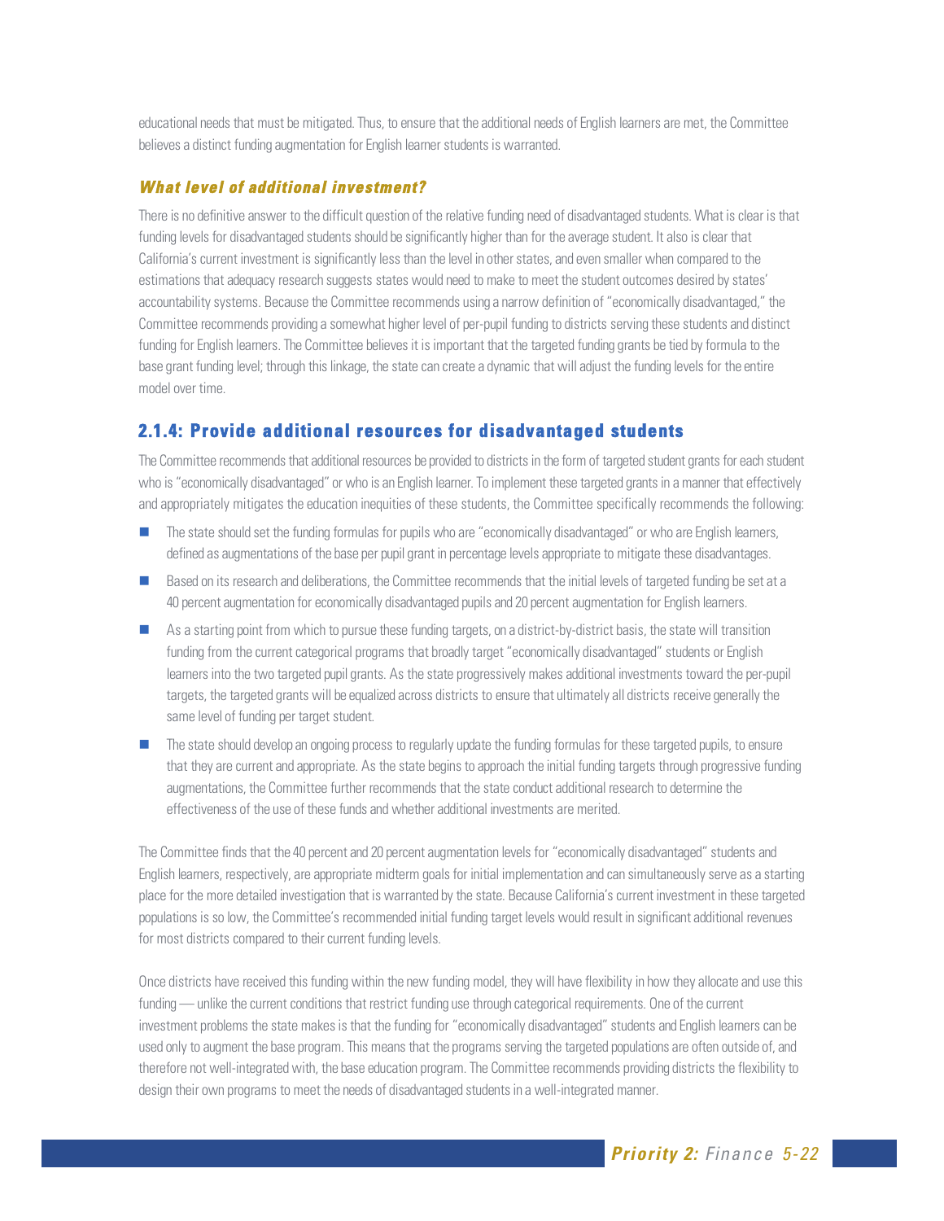educational needs that must be mitigated. Thus, to ensure that the additional needs of English learners are met, the Committee believes a distinct funding augmentation for English learner students is warranted.

### *What level of additional investment?*

There is no definitive answer to the difficult question of the relative funding need of disadvantaged students. What is clear is that funding levels for disadvantaged students should be significantly higher than for the average student. It also is clear that California's current investment is significantly less than the level in other states, and even smaller when compared to the estimations that adequacy research suggests states would need to make to meet the student outcomes desired by states' accountability systems. Because the Committee recommends using a narrow definition of "economically disadvantaged," the Committee recommends providing a somewhat higher level of per-pupil funding to districts serving these students and distinct funding for English learners. The Committee believes it is important that the targeted funding grants be tied by formula to the base grant funding level; through this linkage, the state can create a dynamic that will adjust the funding levels for the entire model over time.

## 2.1.4: Provide additional resources for disadvantaged students

The Committee recommends that additional resources be provided to districts in the form of targeted student grants for each student who is "economically disadvantaged" or who is an English learner. To implement these targeted grants in a manner that effectively and appropriately mitigates the education inequities of these students, the Committee specifically recommends the following:

- The state should set the funding formulas for pupils who are "economically disadvantaged" or who are English learners, defined as augmentations of the base per pupil grant in percentage levels appropriate to mitigate these disadvantages.
- Based on its research and deliberations, the Committee recommends that the initial levels of targeted funding be set at a 40 percent augmentation for economically disadvantaged pupils and 20 percent augmentation for English learners.
- As a starting point from which to pursue these funding targets, on a district-by-district basis, the state will transition funding from the current categorical programs that broadly target "economically disadvantaged" students or English learners into the two targeted pupil grants. As the state progressively makes additional investments toward the per-pupil targets, the targeted grants will be equalized across districts to ensure that ultimately all districts receive generally the same level of funding per target student.
- The state should develop an ongoing process to regularly update the funding formulas for these targeted pupils, to ensure that they are current and appropriate. As the state begins to approach the initial funding targets through progressive funding augmentations, the Committee further recommends that the state conduct additional research to determine the effectiveness of the use of these funds and whether additional investments are merited.

The Committee finds that the 40 percent and 20 percent augmentation levels for "economically disadvantaged" students and English learners, respectively, are appropriate midterm goals for initial implementation and can simultaneously serve as a starting place for the more detailed investigation that is warranted by the state. Because California's current investment in these targeted populations is so low, the Committee's recommended initial funding target levels would result in significant additional revenues for most districts compared to their current funding levels.

Once districts have received this funding within the new funding model, they will have flexibility in how they allocate and use this funding — unlike the current conditions that restrict funding use through categorical requirements. One of the current investment problems the state makes is that the funding for "economically disadvantaged" students and English learners can be used only to augment the base program. This means that the programs serving the targeted populations are often outside of, and therefore not well-integrated with, the base education program. The Committee recommends providing districts the flexibility to design their own programs to meet the needs of disadvantaged students in a well-integrated manner.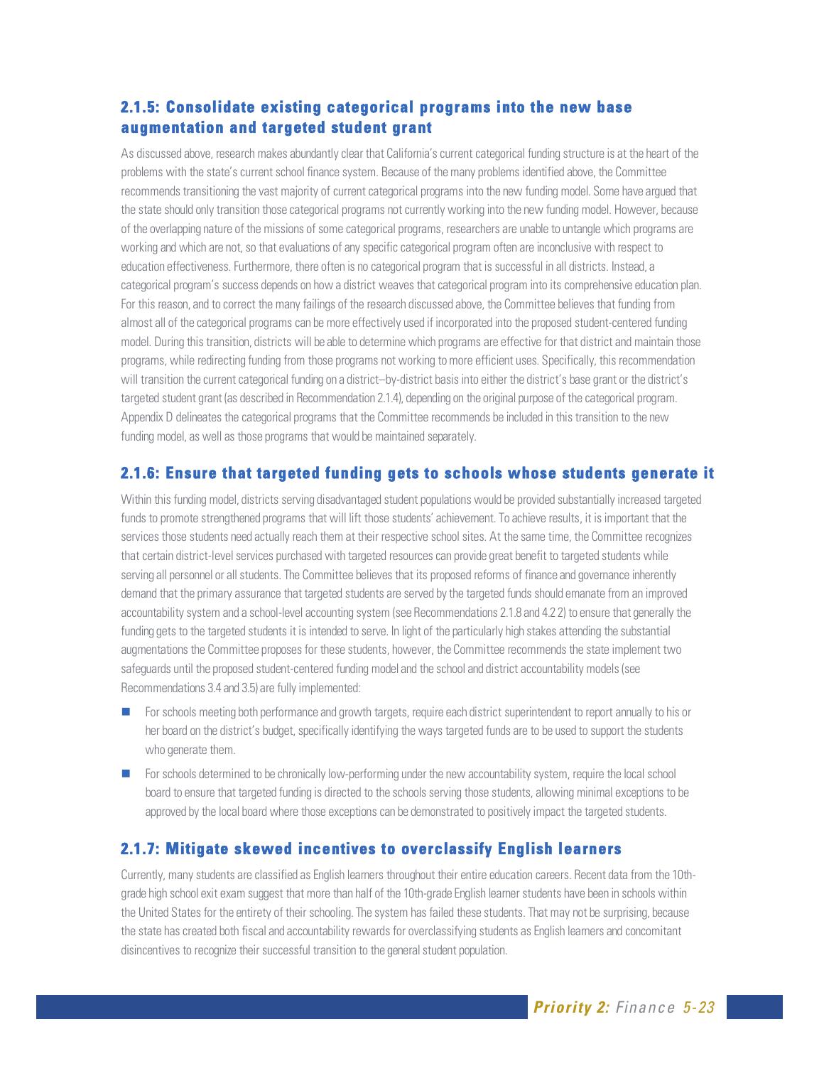### 2.1.5: Consolidate existing categorical programs into the new base augmentation and targeted student grant

As discussed above, research makes abundantly clear that California's current categorical funding structure is at the heart of the problems with the state's current school finance system. Because of the many problems identified above, the Committee recommends transitioning the vast majority of current categorical programs into the new funding model. Some have argued that the state should only transition those categorical programs not currently working into the new funding model. However, because of the overlapping nature of the missions of some categorical programs, researchers are unable to untangle which programs are working and which are not, so that evaluations of any specific categorical program often are inconclusive with respect to education effectiveness. Furthermore, there often is no categorical program that is successful in all districts. Instead, a categorical program's success depends on how a district weaves that categorical program into its comprehensive education plan. For this reason, and to correct the many failings of the research discussed above, the Committee believes that funding from almost all of the categorical programs can be more effectively used if incorporated into the proposed student-centered funding model. During this transition, districts will be able to determine which programs are effective for that district and maintain those programs, while redirecting funding from those programs not working to more efficient uses. Specifically, this recommendation will transition the current categorical funding on a district–by-district basis into either the district's base grant or the district's targeted student grant (as described in Recommendation 2.1.4), depending on the original purpose of the categorical program. Appendix D delineates the categorical programs that the Committee recommends be included in this transition to the new funding model, as well as those programs that would be maintained separately.

### 2.1.6: Ensure that targeted funding gets to schools whose students generate it

Within this funding model, districts serving disadvantaged student populations would be provided substantially increased targeted funds to promote strengthened programs that will lift those students' achievement. To achieve results, it is important that the services those students need actually reach them at their respective school sites. At the same time, the Committee recognizes that certain district-level services purchased with targeted resources can provide great benefit to targeted students while serving all personnel or all students. The Committee believes that its proposed reforms of finance and governance inherently demand that the primary assurance that targeted students are served by the targeted funds should emanate from an improved accountability system and a school-level accounting system (see Recommendations 2.1.8 and 4.2 2) to ensure that generally the funding gets to the targeted students it is intended to serve. In light of the particularly high stakes attending the substantial augmentations the Committee proposes for these students, however, the Committee recommends the state implement two safeguards until the proposed student-centered funding model and the school and district accountability models (see Recommendations 3.4 and 3.5) are fully implemented:

- For schools meeting both performance and growth targets, require each district superintendent to report annually to his or her board on the district's budget, specifically identifying the ways targeted funds are to be used to support the students who generate them.
- For schools determined to be chronically low-performing under the new accountability system, require the local school board to ensure that targeted funding is directed to the schools serving those students, allowing minimal exceptions to be approved by the local board where those exceptions can be demonstrated to positively impact the targeted students.

### 2.1.7: Mitigate skewed incentives to overclassify English learners

Currently, many students are classified as English learners throughout their entire education careers. Recent data from the 10th-grade high school exit exam suggest that more than half of the 10th-grade English learner students have been in schools within the United States for the entirety of their schooling. The system has failed these students. That may not be surprising, because the state has created both fiscal and accountability rewards for overclassifying students as English learners and concomitant disincentives to recognize their successful transition to the general student population.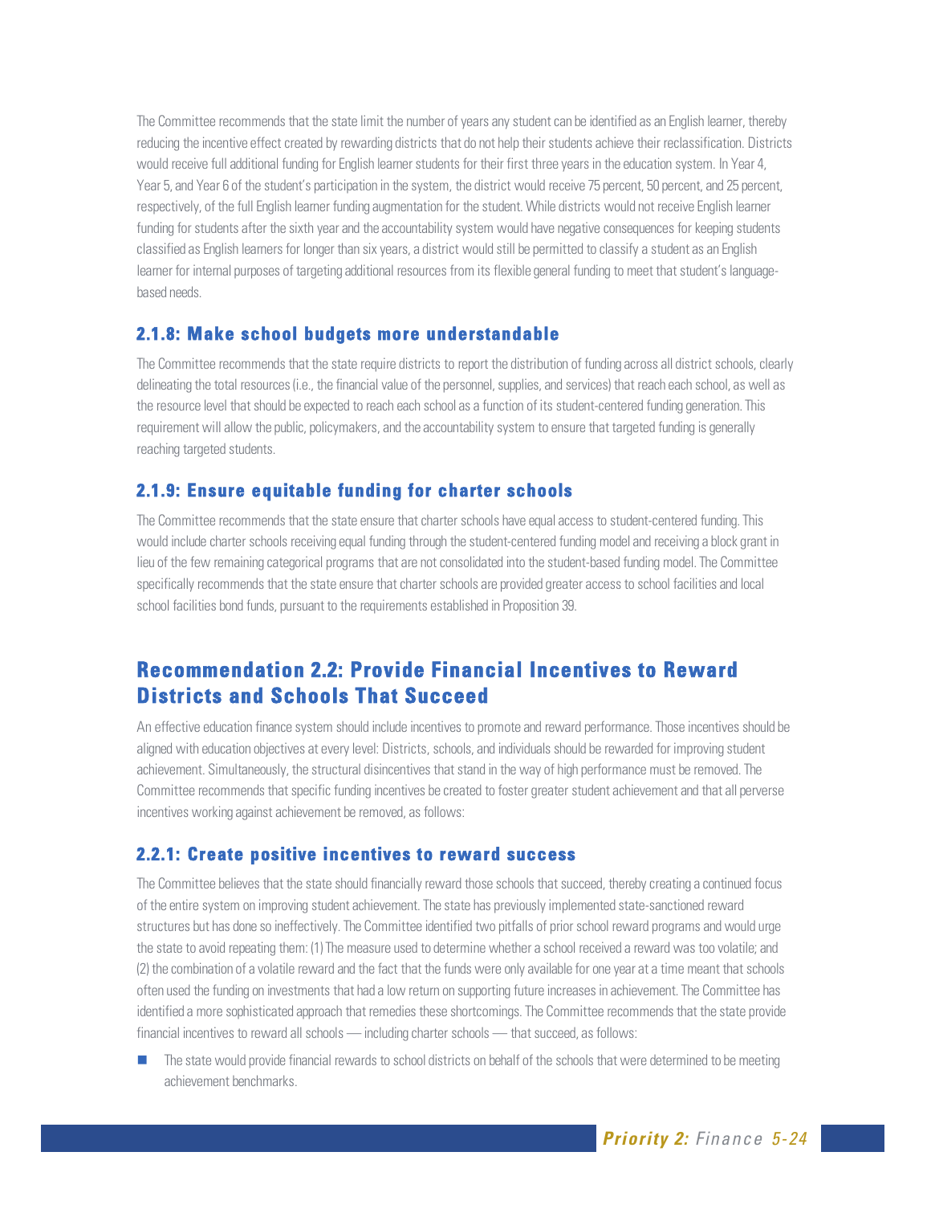The Committee recommends that the state limit the number of years any student can be identified as an English learner, thereby reducing the incentive effect created by rewarding districts that do not help their students achieve their reclassification. Districts would receive full additional funding for English learner students for their first three years in the education system. In Year 4, Year 5, and Year 6 of the student's participation in the system, the district would receive 75 percent, 50 percent, and 25 percent, respectively, of the full English learner funding augmentation for the student. While districts would not receive English learner funding for students after the sixth year and the accountability system would have negative consequences for keeping students classified as English learners for longer than six years, a district would still be permitted to classify a student as an English learner for internal purposes of targeting additional resources from its flexible general funding to meet that student's language-based needs.

### 2.1.8: Make school budgets more understandable

The Committee recommends that the state require districts to report the distribution of funding across all district schools, clearly delineating the total resources (i.e., the financial value of the personnel, supplies, and services) that reach each school, as well as the resource level that should be expected to reach each school as a function of its student-centered funding generation. This requirement will allow the public, policymakers, and the accountability system to ensure that targeted funding is generally reaching targeted students.

### 2.1.9: Ensure equitable funding for charter schools

The Committee recommends that the state ensure that charter schools have equal access to student-centered funding. This would include charter schools receiving equal funding through the student-centered funding model and receiving a block grant in lieu of the few remaining categorical programs that are not consolidated into the student-based funding model. The Committee specifically recommends that the state ensure that charter schools are provided greater access to school facilities and local school facilities bond funds, pursuant to the requirements established in Proposition 39.

## Recommendation 2.2: Provide Financial Incentives to Reward Districts and Schools That Succeed

An effective education finance system should include incentives to promote and reward performance. Those incentives should be aligned with education objectives at every level: Districts, schools, and individuals should be rewarded for improving student achievement. Simultaneously, the structural disincentives that stand in the way of high performance must be removed. The Committee recommends that specific funding incentives be created to foster greater student achievement and that all perverse incentives working against achievement be removed, as follows:

### 2.2.1: Create positive incentives to reward success

The Committee believes that the state should financially reward those schools that succeed, thereby creating a continued focus of the entire system on improving student achievement. The state has previously implemented state-sanctioned reward structures but has done so ineffectively. The Committee identified two pitfalls of prior school reward programs and would urge the state to avoid repeating them: (1) The measure used to determine whether a school received a reward was too volatile; and (2) the combination of a volatile reward and the fact that the funds were only available for one year at a time meant that schools often used the funding on investments that had a low return on supporting future increases in achievement. The Committee has identified a more sophisticated approach that remedies these shortcomings. The Committee recommends that the state provide financial incentives to reward all schools — including charter schools — that succeed, as follows:

- The state would provide financial rewards to school districts on behalf of the schools that were determined to be meeting achievement benchmarks.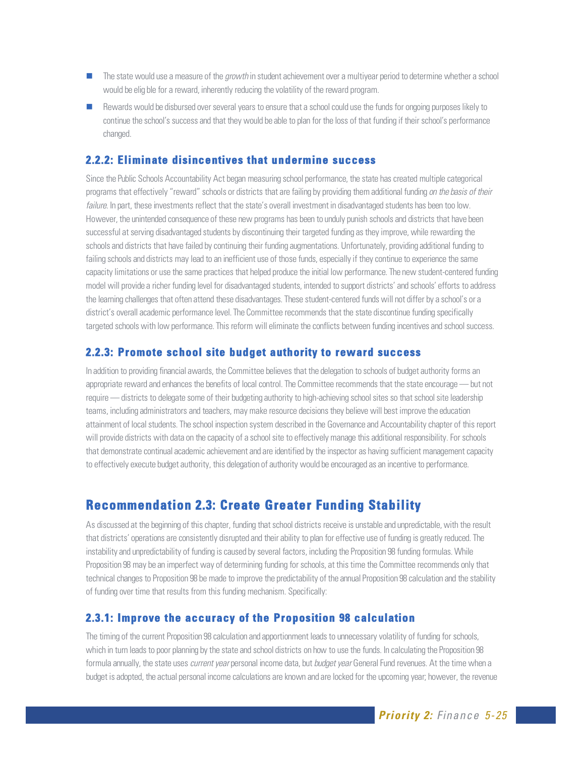- The state would use a measure of the *growth* in student achievement over a multiyear period to determine whether a school would be elig ble for a reward, inherently reducing the volatility of the reward program.
- Rewards would be disbursed over several years to ensure that a school could use the funds for ongoing purposes likely to continue the school's success and that they would be able to plan for the loss of that funding if their school's performance changed.

### 2.2.2: Eliminate disincentives that undermine success

Since the Public Schools Accountability Act began measuring school performance, the state has created multiple categorical programs that effectively "reward" schools or districts that are failing by providing them additional funding *on the basis of their failure*. In part, these investments reflect that the state's overall investment in disadvantaged students has been too low. However, the unintended consequence of these new programs has been to unduly punish schools and districts that have been successful at serving disadvantaged students by discontinuing their targeted funding as they improve, while rewarding the schools and districts that have failed by continuing their funding augmentations. Unfortunately, providing additional funding to failing schools and districts may lead to an inefficient use of those funds, especially if they continue to experience the same capacity limitations or use the same practices that helped produce the initial low performance. The new student-centered funding model will provide a richer funding level for disadvantaged students, intended to support districts' and schools' efforts to address the learning challenges that often attend these disadvantages. These student-centered funds will not differ by a school's or a district's overall academic performance level. The Committee recommends that the state discontinue funding specifically targeted schools with low performance. This reform will eliminate the conflicts between funding incentives and school success.

### 2.2.3: Promote school site budget authority to reward success

In addition to providing financial awards, the Committee believes that the delegation to schools of budget authority forms an appropriate reward and enhances the benefits of local control. The Committee recommends that the state encourage — but not require — districts to delegate some of their budgeting authority to high-achieving school sites so that school site leadership teams, including administrators and teachers, may make resource decisions they believe will best improve the education attainment of local students. The school inspection system described in the Governance and Accountability chapter of this report will provide districts with data on the capacity of a school site to effectively manage this additional responsibility. For schools that demonstrate continual academic achievement and are identified by the inspector as having sufficient management capacity to effectively execute budget authority, this delegation of authority would be encouraged as an incentive to performance.

## Recommendation 2.3: Create Greater Funding Stability

As discussed at the beginning of this chapter, funding that school districts receive is unstable and unpredictable, with the result that districts' operations are consistently disrupted and their ability to plan for effective use of funding is greatly reduced. The instability and unpredictability of funding is caused by several factors, including the Proposition 98 funding formulas. While Proposition 98 may be an imperfect way of determining funding for schools, at this time the Committee recommends only that technical changes to Proposition 98 be made to improve the predictability of the annual Proposition 98 calculation and the stability of funding over time that results from this funding mechanism. Specifically:

### 2.3.1: Improve the accuracy of the Proposition 98 calculation

The timing of the current Proposition 98 calculation and apportionment leads to unnecessary volatility of funding for schools, which in turn leads to poor planning by the state and school districts on how to use the funds. In calculating the Proposition 98 formula annually, the state uses *current year* personal income data, but *budget year* General Fund revenues. At the time when a budget is adopted, the actual personal income calculations are known and are locked for the upcoming year; however, the revenue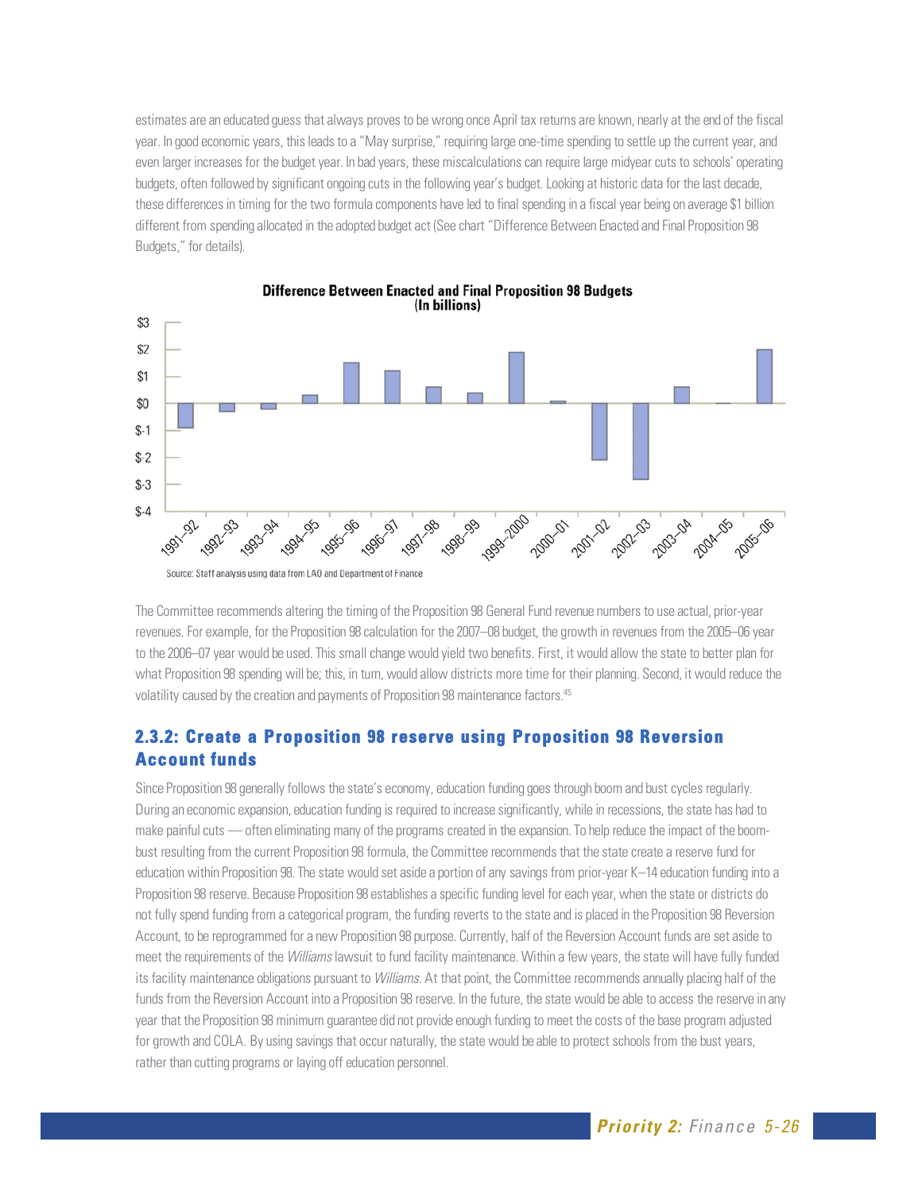estimates are an educated guess that always proves to be wrong once April tax returns are known, nearly at the end of the fiscal year. In good economic years, this leads to a "May surprise," requiring large one-time spending to settle up the current year, and even larger increases for the budget year. In bad years, these miscalculations can require large midyear cuts to schools' operating budgets, often followed by significant ongoing cuts in the following year's budget. Looking at historic data for the last decade, these differences in timing for the two formula components have led to final spending in a fiscal year being on average $1 billion different from spending allocated in the adopted budget act (See chart "Difference Between Enacted and Final Proposition 98 Budgets," for details).

**Difference Between Enacted and Final Proposition 98 Budgets (In billions)**

Source: Staff analysis using data from LAO and Department of Finance

The Committee recommends altering the timing of the Proposition 98 General Fund revenue numbers to use actual, prior-year revenues. For example, for the Proposition 98 calculation for the 2007–08 budget, the growth in revenues from the 2005–06 year to the 2006–07 year would be used. This small change would yield two benefits. First, it would allow the state to better plan for what Proposition 98 spending will be; this, in turn, would allow districts more time for their planning. Second, it would reduce the volatility caused by the creation and payments of Proposition 98 maintenance factors.[45]

## 2.3.2: Create a Proposition 98 reserve using Proposition 98 Reversion Account funds

Since Proposition 98 generally follows the state's economy, education funding goes through boom and bust cycles regularly. During an economic expansion, education funding is required to increase significantly, while in recessions, the state has had to make painful cuts — often eliminating many of the programs created in the expansion. To help reduce the impact of the boom-bust resulting from the current Proposition 98 formula, the Committee recommends that the state create a reserve fund for education within Proposition 98. The state would set aside a portion of any savings from prior-year K–14 education funding into a Proposition 98 reserve. Because Proposition 98 establishes a specific funding level for each year, when the state or districts do not fully spend funding from a categorical program, the funding reverts to the state and is placed in the Proposition 98 Reversion Account, to be reprogrammed for a new Proposition 98 purpose. Currently, half of the Reversion Account funds are set aside to meet the requirements of the *Williams* lawsuit to fund facility maintenance. Within a few years, the state will have fully funded its facility maintenance obligations pursuant to *Williams*. At that point, the Committee recommends annually placing half of the funds from the Reversion Account into a Proposition 98 reserve. In the future, the state would be able to access the reserve in any year that the Proposition 98 minimum guarantee did not provide enough funding to meet the costs of the base program adjusted for growth and COLA. By using savings that occur naturally, the state would be able to protect schools from the bust years, rather than cutting programs or laying off education personnel.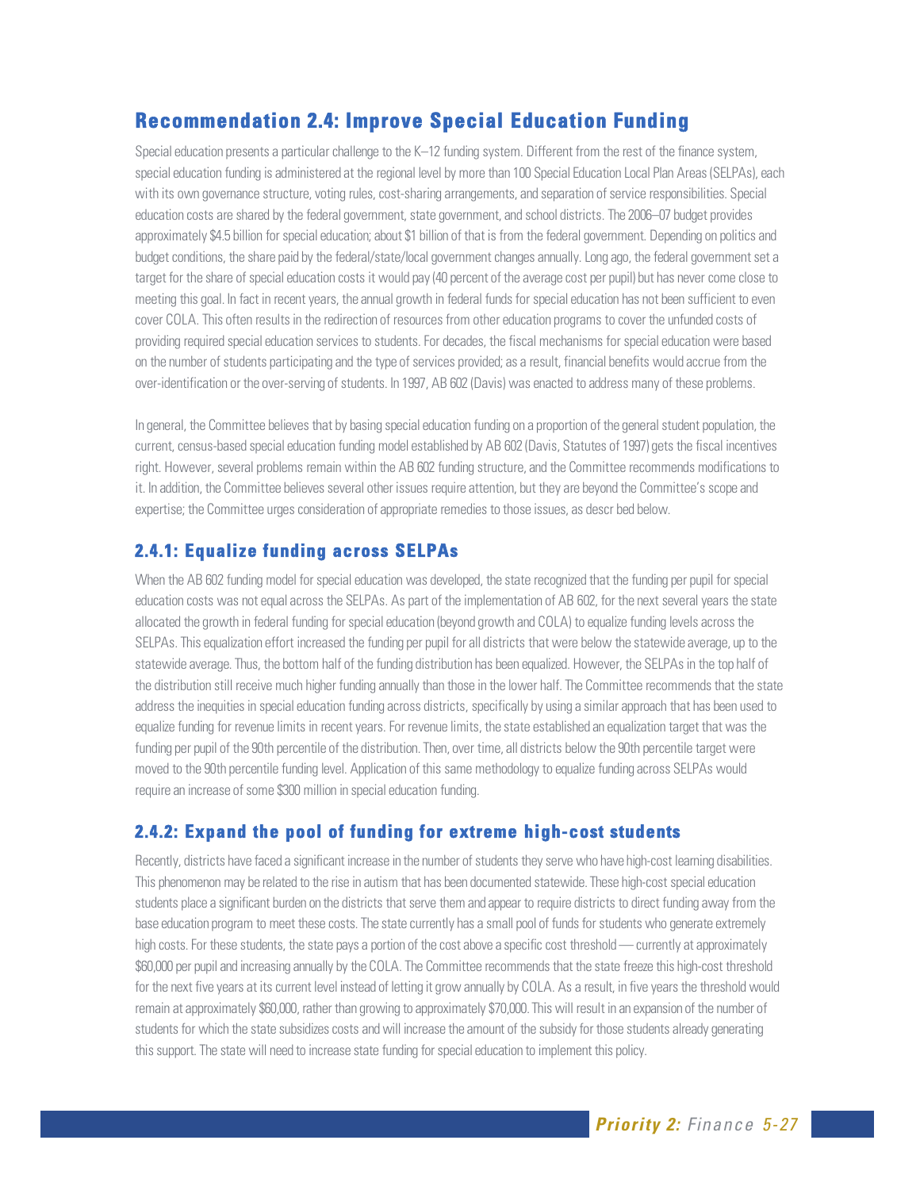## Recommendation 2.4: Improve Special Education Funding

Special education presents a particular challenge to the K–12 funding system. Different from the rest of the finance system, special education funding is administered at the regional level by more than 100 Special Education Local Plan Areas (SELPAs), each with its own governance structure, voting rules, cost-sharing arrangements, and separation of service responsibilities. Special education costs are shared by the federal government, state government, and school districts. The 2006–07 budget provides approximately $4.5 billion for special education; about $1 billion of that is from the federal government. Depending on politics and budget conditions, the share paid by the federal/state/local government changes annually. Long ago, the federal government set a target for the share of special education costs it would pay (40 percent of the average cost per pupil) but has never come close to meeting this goal. In fact in recent years, the annual growth in federal funds for special education has not been sufficient to even cover COLA. This often results in the redirection of resources from other education programs to cover the unfunded costs of providing required special education services to students. For decades, the fiscal mechanisms for special education were based on the number of students participating and the type of services provided; as a result, financial benefits would accrue from the over-identification or the over-serving of students. In 1997, AB 602 (Davis) was enacted to address many of these problems.

In general, the Committee believes that by basing special education funding on a proportion of the general student population, the current, census-based special education funding model established by AB 602 (Davis, Statutes of 1997) gets the fiscal incentives right. However, several problems remain within the AB 602 funding structure, and the Committee recommends modifications to it. In addition, the Committee believes several other issues require attention, but they are beyond the Committee's scope and expertise; the Committee urges consideration of appropriate remedies to those issues, as descr bed below.

### 2.4.1: Equalize funding across SELPAs

When the AB 602 funding model for special education was developed, the state recognized that the funding per pupil for special education costs was not equal across the SELPAs. As part of the implementation of AB 602, for the next several years the state allocated the growth in federal funding for special education (beyond growth and COLA) to equalize funding levels across the SELPAs. This equalization effort increased the funding per pupil for all districts that were below the statewide average, up to the statewide average. Thus, the bottom half of the funding distribution has been equalized. However, the SELPAs in the top half of the distribution still receive much higher funding annually than those in the lower half. The Committee recommends that the state address the inequities in special education funding across districts, specifically by using a similar approach that has been used to equalize funding for revenue limits in recent years. For revenue limits, the state established an equalization target that was the funding per pupil of the 90th percentile of the distribution. Then, over time, all districts below the 90th percentile target were moved to the 90th percentile funding level. Application of this same methodology to equalize funding across SELPAs would require an increase of some $300 million in special education funding.

### 2.4.2: Expand the pool of funding for extreme high-cost students

Recently, districts have faced a significant increase in the number of students they serve who have high-cost learning disabilities. This phenomenon may be related to the rise in autism that has been documented statewide. These high-cost special education students place a significant burden on the districts that serve them and appear to require districts to direct funding away from the base education program to meet these costs. The state currently has a small pool of funds for students who generate extremely high costs. For these students, the state pays a portion of the cost above a specific cost threshold — currently at approximately $60,000 per pupil and increasing annually by the COLA. The Committee recommends that the state freeze this high-cost threshold for the next five years at its current level instead of letting it grow annually by COLA. As a result, in five years the threshold would remain at approximately $60,000, rather than growing to approximately $70,000. This will result in an expansion of the number of students for which the state subsidizes costs and will increase the amount of the subsidy for those students already generating this support. The state will need to increase state funding for special education to implement this policy.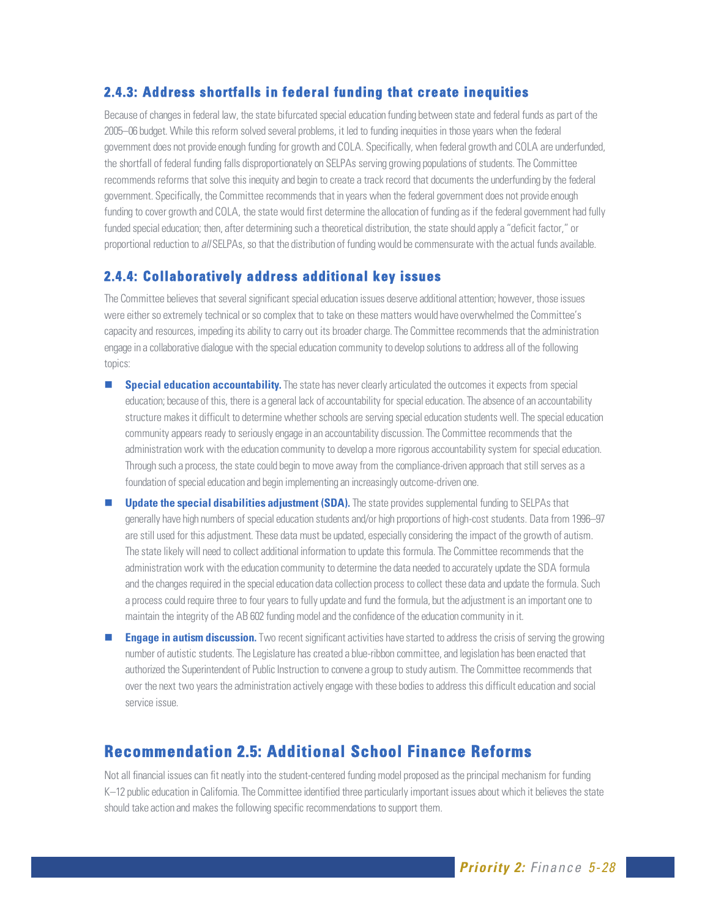### 2.4.3: Address shortfalls in federal funding that create inequities

Because of changes in federal law, the state bifurcated special education funding between state and federal funds as part of the 2005–06 budget. While this reform solved several problems, it led to funding inequities in those years when the federal government does not provide enough funding for growth and COLA. Specifically, when federal growth and COLA are underfunded, the shortfall of federal funding falls disproportionately on SELPAs serving growing populations of students. The Committee recommends reforms that solve this inequity and begin to create a track record that documents the underfunding by the federal government. Specifically, the Committee recommends that in years when the federal government does not provide enough funding to cover growth and COLA, the state would first determine the allocation of funding as if the federal government had fully funded special education; then, after determining such a theoretical distribution, the state should apply a "deficit factor," or proportional reduction to *all* SELPAs, so that the distribution of funding would be commensurate with the actual funds available.

### 2.4.4: Collaboratively address additional key issues

The Committee believes that several significant special education issues deserve additional attention; however, those issues were either so extremely technical or so complex that to take on these matters would have overwhelmed the Committee's capacity and resources, impeding its ability to carry out its broader charge. The Committee recommends that the administration engage in a collaborative dialogue with the special education community to develop solutions to address all of the following topics:

- **Special education accountability.** The state has never clearly articulated the outcomes it expects from special education; because of this, there is a general lack of accountability for special education. The absence of an accountability structure makes it difficult to determine whether schools are serving special education students well. The special education community appears ready to seriously engage in an accountability discussion. The Committee recommends that the administration work with the education community to develop a more rigorous accountability system for special education. Through such a process, the state could begin to move away from the compliance-driven approach that still serves as a foundation of special education and begin implementing an increasingly outcome-driven one.
- **Update the special disabilities adjustment (SDA).** The state provides supplemental funding to SELPAs that generally have high numbers of special education students and/or high proportions of high-cost students. Data from 1996–97 are still used for this adjustment. These data must be updated, especially considering the impact of the growth of autism. The state likely will need to collect additional information to update this formula. The Committee recommends that the administration work with the education community to determine the data needed to accurately update the SDA formula and the changes required in the special education data collection process to collect these data and update the formula. Such a process could require three to four years to fully update and fund the formula, but the adjustment is an important one to maintain the integrity of the AB 602 funding model and the confidence of the education community in it.
- **Engage in autism discussion.** Two recent significant activities have started to address the crisis of serving the growing number of autistic students. The Legislature has created a blue-ribbon committee, and legislation has been enacted that authorized the Superintendent of Public Instruction to convene a group to study autism. The Committee recommends that over the next two years the administration actively engage with these bodies to address this difficult education and social service issue.

## Recommendation 2.5: Additional School Finance Reforms

Not all financial issues can fit neatly into the student-centered funding model proposed as the principal mechanism for funding K–12 public education in California. The Committee identified three particularly important issues about which it believes the state should take action and makes the following specific recommendations to support them.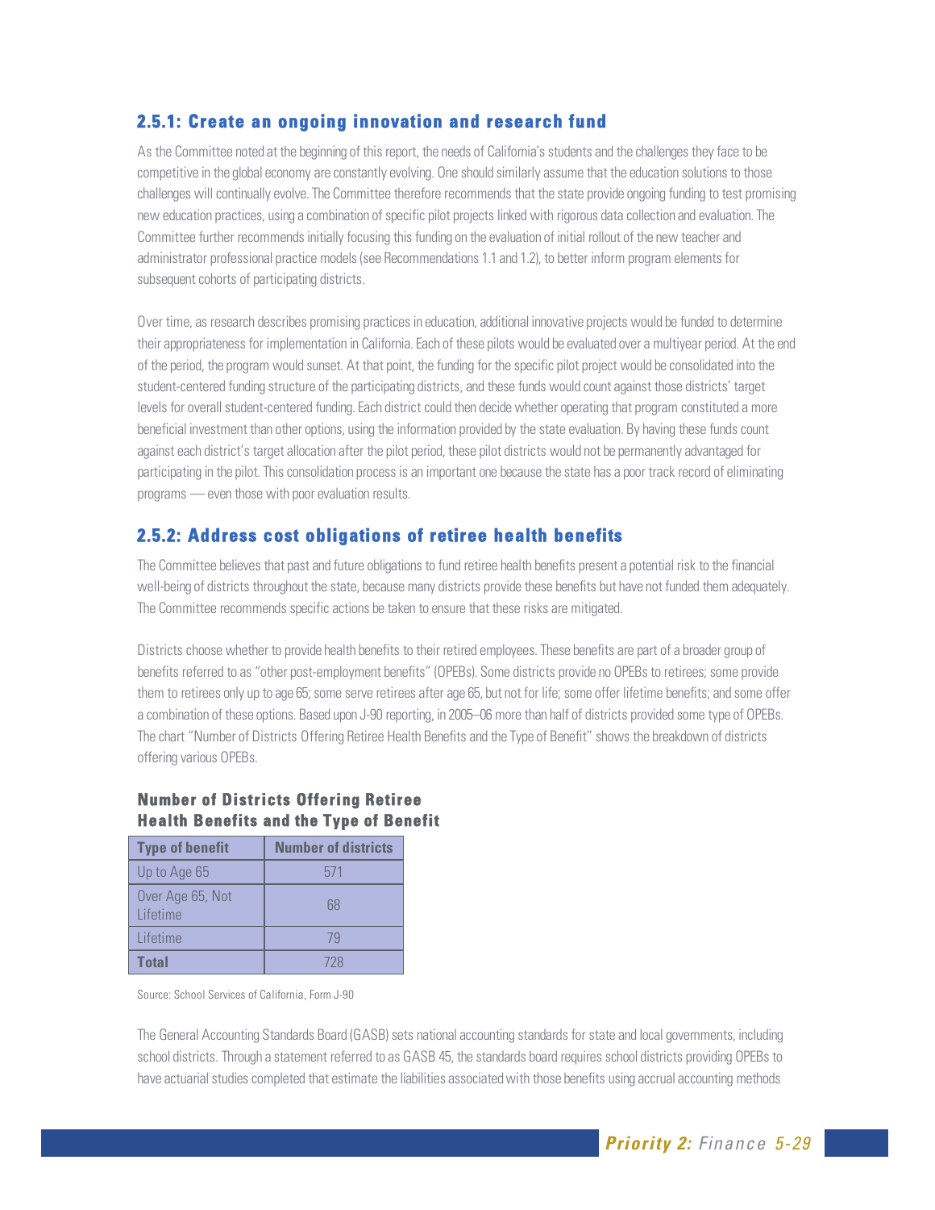### 2.5.1: Create an ongoing innovation and research fund

As the Committee noted at the beginning of this report, the needs of California's students and the challenges they face to be competitive in the global economy are constantly evolving. One should similarly assume that the education solutions to those challenges will continually evolve. The Committee therefore recommends that the state provide ongoing funding to test promising new education practices, using a combination of specific pilot projects linked with rigorous data collection and evaluation. The Committee further recommends initially focusing this funding on the evaluation of initial rollout of the new teacher and administrator professional practice models (see Recommendations 1.1 and 1.2), to better inform program elements for subsequent cohorts of participating districts.

Over time, as research describes promising practices in education, additional innovative projects would be funded to determine their appropriateness for implementation in California. Each of these pilots would be evaluated over a multiyear period. At the end of the period, the program would sunset. At that point, the funding for the specific pilot project would be consolidated into the student-centered funding structure of the participating districts, and these funds would count against those districts' target levels for overall student-centered funding. Each district could then decide whether operating that program constituted a more beneficial investment than other options, using the information provided by the state evaluation. By having these funds count against each district's target allocation after the pilot period, these pilot districts would not be permanently advantaged for participating in the pilot. This consolidation process is an important one because the state has a poor track record of eliminating programs — even those with poor evaluation results.

### 2.5.2: Address cost obligations of retiree health benefits

The Committee believes that past and future obligations to fund retiree health benefits present a potential risk to the financial well-being of districts throughout the state, because many districts provide these benefits but have not funded them adequately. The Committee recommends specific actions be taken to ensure that these risks are mitigated.

Districts choose whether to provide health benefits to their retired employees. These benefits are part of a broader group of benefits referred to as "other post-employment benefits" (OPEBs). Some districts provide no OPEBs to retirees; some provide them to retirees only up to age 65; some serve retirees after age 65, but not for life; some offer lifetime benefits; and some offer a combination of these options. Based upon J-90 reporting, in 2005–06 more than half of districts provided some type of OPEBs. The chart "Number of Districts Offering Retiree Health Benefits and the Type of Benefit" shows the breakdown of districts offering various OPEBs.

**Number of Districts Offering Retiree Health Benefits and the Type of Benefit**

| Type of benefit | Number of districts |
|---|---|
| Up to Age 65 | 571 |
| Over Age 65, Not Lifetime | 68 |
| Lifetime | 79 |
| **Total** | 728 |

Source: School Services of California, Form J-90

The General Accounting Standards Board (GASB) sets national accounting standards for state and local governments, including school districts. Through a statement referred to as GASB 45, the standards board requires school districts providing OPEBs to have actuarial studies completed that estimate the liabilities associated with those benefits using accrual accounting methods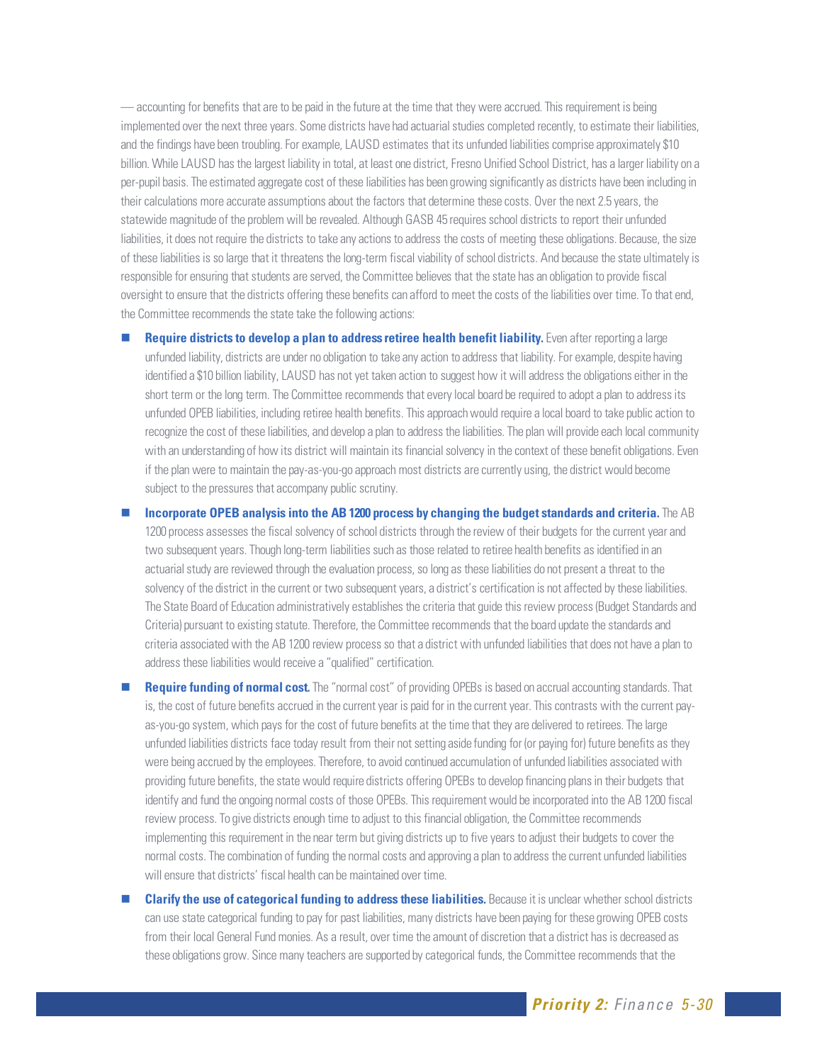— accounting for benefits that are to be paid in the future at the time that they were accrued. This requirement is being implemented over the next three years. Some districts have had actuarial studies completed recently, to estimate their liabilities, and the findings have been troubling. For example, LAUSD estimates that its unfunded liabilities comprise approximately $10 billion. While LAUSD has the largest liability in total, at least one district, Fresno Unified School District, has a larger liability on a per-pupil basis. The estimated aggregate cost of these liabilities has been growing significantly as districts have been including in their calculations more accurate assumptions about the factors that determine these costs. Over the next 2.5 years, the statewide magnitude of the problem will be revealed. Although GASB 45 requires school districts to report their unfunded liabilities, it does not require the districts to take any actions to address the costs of meeting these obligations. Because, the size of these liabilities is so large that it threatens the long-term fiscal viability of school districts. And because the state ultimately is responsible for ensuring that students are served, the Committee believes that the state has an obligation to provide fiscal oversight to ensure that the districts offering these benefits can afford to meet the costs of the liabilities over time. To that end, the Committee recommends the state take the following actions:

- **Require districts to develop a plan to address retiree health benefit liability.** Even after reporting a large unfunded liability, districts are under no obligation to take any action to address that liability. For example, despite having identified a $10 billion liability, LAUSD has not yet taken action to suggest how it will address the obligations either in the short term or the long term. The Committee recommends that every local board be required to adopt a plan to address its unfunded OPEB liabilities, including retiree health benefits. This approach would require a local board to take public action to recognize the cost of these liabilities, and develop a plan to address the liabilities. The plan will provide each local community with an understanding of how its district will maintain its financial solvency in the context of these benefit obligations. Even if the plan were to maintain the pay-as-you-go approach most districts are currently using, the district would become subject to the pressures that accompany public scrutiny.
- **Incorporate OPEB analysis into the AB 1200 process by changing the budget standards and criteria.** The AB 1200 process assesses the fiscal solvency of school districts through the review of their budgets for the current year and two subsequent years. Though long-term liabilities such as those related to retiree health benefits as identified in an actuarial study are reviewed through the evaluation process, so long as these liabilities do not present a threat to the solvency of the district in the current or two subsequent years, a district's certification is not affected by these liabilities. The State Board of Education administratively establishes the criteria that guide this review process (Budget Standards and Criteria) pursuant to existing statute. Therefore, the Committee recommends that the board update the standards and criteria associated with the AB 1200 review process so that a district with unfunded liabilities that does not have a plan to address these liabilities would receive a "qualified" certification.
- **Require funding of normal cost.** The "normal cost" of providing OPEBs is based on accrual accounting standards. That is, the cost of future benefits accrued in the current year is paid for in the current year. This contrasts with the current pay-as-you-go system, which pays for the cost of future benefits at the time that they are delivered to retirees. The large unfunded liabilities districts face today result from their not setting aside funding for (or paying for) future benefits as they were being accrued by the employees. Therefore, to avoid continued accumulation of unfunded liabilities associated with providing future benefits, the state would require districts offering OPEBs to develop financing plans in their budgets that identify and fund the ongoing normal costs of those OPEBs. This requirement would be incorporated into the AB 1200 fiscal review process. To give districts enough time to adjust to this financial obligation, the Committee recommends implementing this requirement in the near term but giving districts up to five years to adjust their budgets to cover the normal costs. The combination of funding the normal costs and approving a plan to address the current unfunded liabilities will ensure that districts' fiscal health can be maintained over time.
- **Clarify the use of categorical funding to address these liabilities.** Because it is unclear whether school districts can use state categorical funding to pay for past liabilities, many districts have been paying for these growing OPEB costs from their local General Fund monies. As a result, over time the amount of discretion that a district has is decreased as these obligations grow. Since many teachers are supported by categorical funds, the Committee recommends that the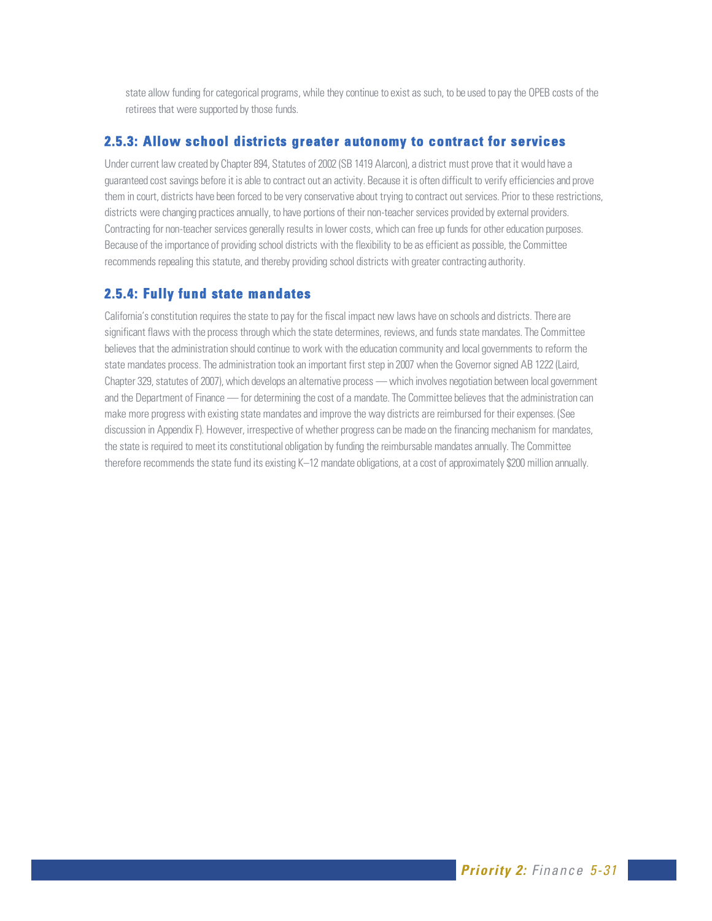state allow funding for categorical programs, while they continue to exist as such, to be used to pay the OPEB costs of the retirees that were supported by those funds.

### 2.5.3: Allow school districts greater autonomy to contract for services

Under current law created by Chapter 894, Statutes of 2002 (SB 1419 Alarcon), a district must prove that it would have a guaranteed cost savings before it is able to contract out an activity. Because it is often difficult to verify efficiencies and prove them in court, districts have been forced to be very conservative about trying to contract out services. Prior to these restrictions, districts were changing practices annually, to have portions of their non-teacher services provided by external providers. Contracting for non-teacher services generally results in lower costs, which can free up funds for other education purposes. Because of the importance of providing school districts with the flexibility to be as efficient as possible, the Committee recommends repealing this statute, and thereby providing school districts with greater contracting authority.

### 2.5.4: Fully fund state mandates

California's constitution requires the state to pay for the fiscal impact new laws have on schools and districts. There are significant flaws with the process through which the state determines, reviews, and funds state mandates. The Committee believes that the administration should continue to work with the education community and local governments to reform the state mandates process. The administration took an important first step in 2007 when the Governor signed AB 1222 (Laird, Chapter 329, statutes of 2007), which develops an alternative process — which involves negotiation between local government and the Department of Finance — for determining the cost of a mandate. The Committee believes that the administration can make more progress with existing state mandates and improve the way districts are reimbursed for their expenses. (See discussion in Appendix F). However, irrespective of whether progress can be made on the financing mechanism for mandates, the state is required to meet its constitutional obligation by funding the reimbursable mandates annually. The Committee therefore recommends the state fund its existing K–12 mandate obligations, at a cost of approximately $200 million annually.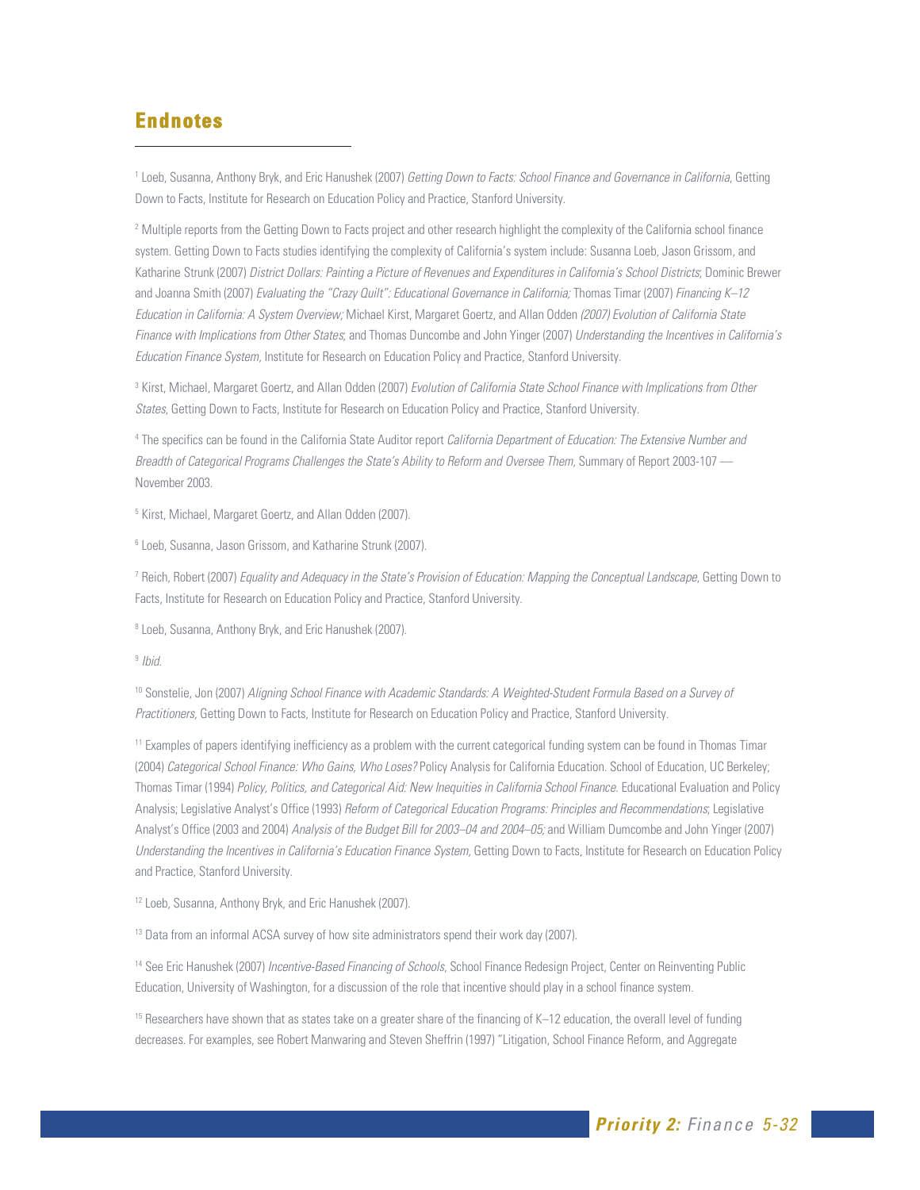## Endnotes

[1] Loeb, Susanna, Anthony Bryk, and Eric Hanushek (2007) *Getting Down to Facts: School Finance and Governance in California*, Getting Down to Facts, Institute for Research on Education Policy and Practice, Stanford University.

[2] Multiple reports from the Getting Down to Facts project and other research highlight the complexity of the California school finance system. Getting Down to Facts studies identifying the complexity of California's system include: Susanna Loeb, Jason Grissom, and Katharine Strunk (2007) *District Dollars: Painting a Picture of Revenues and Expenditures in California's School Districts*; Dominic Brewer and Joanna Smith (2007) *Evaluating the "Crazy Quilt": Educational Governance in California;* Thomas Timar (2007) *Financing K–12 Education in California: A System Overview;* Michael Kirst, Margaret Goertz, and Allan Odden *(2007) Evolution of California State Finance with Implications from Other States*; and Thomas Duncombe and John Yinger (2007) *Understanding the Incentives in California's Education Finance System,* Institute for Research on Education Policy and Practice, Stanford University.

[3] Kirst, Michael, Margaret Goertz, and Allan Odden (2007) *Evolution of California State School Finance with Implications from Other States*, Getting Down to Facts, Institute for Research on Education Policy and Practice, Stanford University.

[4] The specifics can be found in the California State Auditor report *California Department of Education: The Extensive Number and Breadth of Categorical Programs Challenges the State's Ability to Reform and Oversee Them,* Summary of Report 2003-107 — November 2003.

[5] Kirst, Michael, Margaret Goertz, and Allan Odden (2007).

[6] Loeb, Susanna, Jason Grissom, and Katharine Strunk (2007).

[7] Reich, Robert (2007) *Equality and Adequacy in the State's Provision of Education: Mapping the Conceptual Landscape*, Getting Down to Facts, Institute for Research on Education Policy and Practice, Stanford University.

[8] Loeb, Susanna, Anthony Bryk, and Eric Hanushek (2007).

[9] *Ibid.*

[10] Sonstelie, Jon (2007) *Aligning School Finance with Academic Standards: A Weighted-Student Formula Based on a Survey of Practitioners*, Getting Down to Facts, Institute for Research on Education Policy and Practice, Stanford University.

[11] Examples of papers identifying inefficiency as a problem with the current categorical funding system can be found in Thomas Timar (2004) *Categorical School Finance: Who Gains, Who Loses?* Policy Analysis for California Education. School of Education, UC Berkeley; Thomas Timar (1994) *Policy, Politics, and Categorical Aid: New Inequities in California School Finance*. Educational Evaluation and Policy Analysis; Legislative Analyst's Office (1993) *Reform of Categorical Education Programs: Principles and Recommendations*; Legislative Analyst's Office (2003 and 2004) *Analysis of the Budget Bill for 2003–04 and 2004–05;* and William Dumcombe and John Yinger (2007) *Understanding the Incentives in California's Education Finance System,* Getting Down to Facts, Institute for Research on Education Policy and Practice, Stanford University.

[12] Loeb, Susanna, Anthony Bryk, and Eric Hanushek (2007).

[13] Data from an informal ACSA survey of how site administrators spend their work day (2007).

[14] See Eric Hanushek (2007) *Incentive-Based Financing of Schools*, School Finance Redesign Project, Center on Reinventing Public Education, University of Washington, for a discussion of the role that incentive should play in a school finance system.

[15] Researchers have shown that as states take on a greater share of the financing of K–12 education, the overall level of funding decreases. For examples, see Robert Manwaring and Steven Sheffrin (1997) "Litigation, School Finance Reform, and Aggregate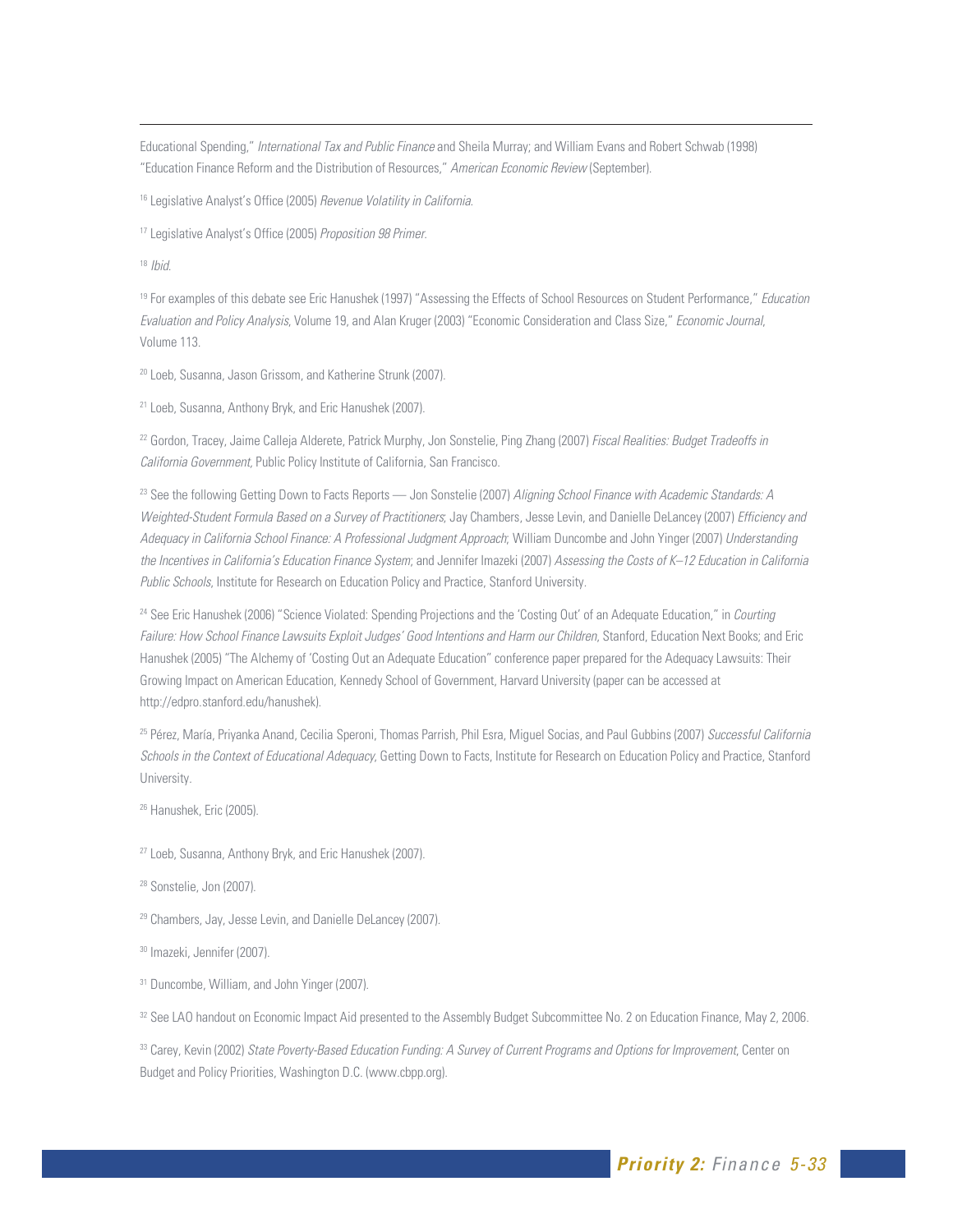Educational Spending," *International Tax and Public Finance* and Sheila Murray; and William Evans and Robert Schwab (1998) "Education Finance Reform and the Distribution of Resources," *American Economic Review* (September).

[16] Legislative Analyst's Office (2005) *Revenue Volatility in California*.

[17] Legislative Analyst's Office (2005) *Proposition 98 Primer*.

[18] *Ibid*.

[19] For examples of this debate see Eric Hanushek (1997) "Assessing the Effects of School Resources on Student Performance," *Education Evaluation and Policy Analysis*, Volume 19, and Alan Kruger (2003) "Economic Consideration and Class Size," *Economic Journal*, Volume 113.

[20] Loeb, Susanna, Jason Grissom, and Katherine Strunk (2007).

[21] Loeb, Susanna, Anthony Bryk, and Eric Hanushek (2007).

[22] Gordon, Tracey, Jaime Calleja Alderete, Patrick Murphy, Jon Sonstelie, Ping Zhang (2007) *Fiscal Realities: Budget Tradeoffs in California Government*, Public Policy Institute of California, San Francisco.

[23] See the following Getting Down to Facts Reports — Jon Sonstelie (2007) *Aligning School Finance with Academic Standards: A Weighted-Student Formula Based on a Survey of Practitioners*; Jay Chambers, Jesse Levin, and Danielle DeLancey (2007) *Efficiency and Adequacy in California School Finance: A Professional Judgment Approach*; William Duncombe and John Yinger (2007) *Understanding the Incentives in California's Education Finance System*; and Jennifer Imazeki (2007) *Assessing the Costs of K–12 Education in California Public Schools*, Institute for Research on Education Policy and Practice, Stanford University.

[24] See Eric Hanushek (2006) "Science Violated: Spending Projections and the 'Costing Out' of an Adequate Education," in *Courting Failure: How School Finance Lawsuits Exploit Judges' Good Intentions and Harm our Children*, Stanford, Education Next Books; and Eric Hanushek (2005) "The Alchemy of 'Costing Out an Adequate Education" conference paper prepared for the Adequacy Lawsuits: Their Growing Impact on American Education, Kennedy School of Government, Harvard University (paper can be accessed at http://edpro.stanford.edu/hanushek).

[25] Pérez, María, Priyanka Anand, Cecilia Speroni, Thomas Parrish, Phil Esra, Miguel Socias, and Paul Gubbins (2007) *Successful California Schools in the Context of Educational Adequacy*, Getting Down to Facts, Institute for Research on Education Policy and Practice, Stanford University.

[26] Hanushek, Eric (2005).

[27] Loeb, Susanna, Anthony Bryk, and Eric Hanushek (2007).

[28] Sonstelie, Jon (2007).

[29] Chambers, Jay, Jesse Levin, and Danielle DeLancey (2007).

[30] Imazeki, Jennifer (2007).

[31] Duncombe, William, and John Yinger (2007).

[32] See LAO handout on Economic Impact Aid presented to the Assembly Budget Subcommittee No. 2 on Education Finance, May 2, 2006.

[33] Carey, Kevin (2002) *State Poverty-Based Education Funding: A Survey of Current Programs and Options for Improvement*, Center on Budget and Policy Priorities, Washington D.C. (www.cbpp.org).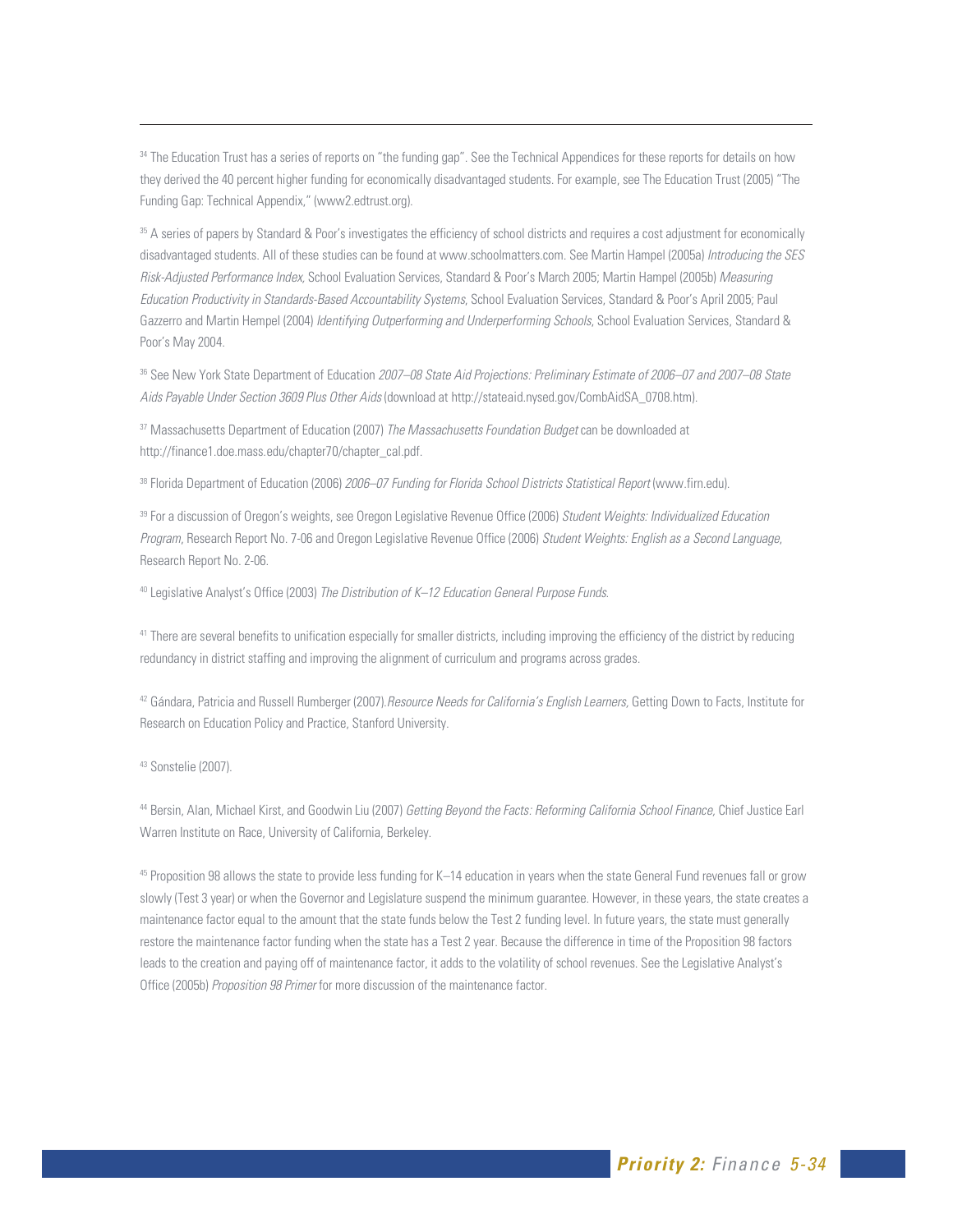[34] The Education Trust has a series of reports on "the funding gap". See the Technical Appendices for these reports for details on how they derived the 40 percent higher funding for economically disadvantaged students. For example, see The Education Trust (2005) "The Funding Gap: Technical Appendix," (www2.edtrust.org).

[35] A series of papers by Standard & Poor's investigates the efficiency of school districts and requires a cost adjustment for economically disadvantaged students. All of these studies can be found at www.schoolmatters.com. See Martin Hampel (2005a) *Introducing the SES Risk-Adjusted Performance Index*, School Evaluation Services, Standard & Poor's March 2005; Martin Hampel (2005b) *Measuring Education Productivity in Standards-Based Accountability Systems*, School Evaluation Services, Standard & Poor's April 2005; Paul Gazzerro and Martin Hempel (2004) *Identifying Outperforming and Underperforming Schools*, School Evaluation Services, Standard & Poor's May 2004.

[36] See New York State Department of Education *2007–08 State Aid Projections: Preliminary Estimate of 2006–07 and 2007–08 State Aids Payable Under Section 3609 Plus Other Aids* (download at http://stateaid.nysed.gov/CombAidSA_0708.htm).

[37] Massachusetts Department of Education (2007) *The Massachusetts Foundation Budget* can be downloaded at http://finance1.doe.mass.edu/chapter70/chapter_cal.pdf.

[38] Florida Department of Education (2006) *2006–07 Funding for Florida School Districts Statistical Report* (www.firn.edu).

[39] For a discussion of Oregon's weights, see Oregon Legislative Revenue Office (2006) *Student Weights: Individualized Education Program*, Research Report No. 7-06 and Oregon Legislative Revenue Office (2006) *Student Weights: English as a Second Language*, Research Report No. 2-06.

[40] Legislative Analyst's Office (2003) *The Distribution of K–12 Education General Purpose Funds*.

[41] There are several benefits to unification especially for smaller districts, including improving the efficiency of the district by reducing redundancy in district staffing and improving the alignment of curriculum and programs across grades.

[42] Gándara, Patricia and Russell Rumberger (2007). *Resource Needs for California's English Learners*, Getting Down to Facts, Institute for Research on Education Policy and Practice, Stanford University.

[43] Sonstelie (2007).

[44] Bersin, Alan, Michael Kirst, and Goodwin Liu (2007) *Getting Beyond the Facts: Reforming California School Finance*, Chief Justice Earl Warren Institute on Race, University of California, Berkeley.

[45] Proposition 98 allows the state to provide less funding for K–14 education in years when the state General Fund revenues fall or grow slowly (Test 3 year) or when the Governor and Legislature suspend the minimum guarantee. However, in these years, the state creates a maintenance factor equal to the amount that the state funds below the Test 2 funding level. In future years, the state must generally restore the maintenance factor funding when the state has a Test 2 year. Because the difference in time of the Proposition 98 factors leads to the creation and paying off of maintenance factor, it adds to the volatility of school revenues. See the Legislative Analyst's Office (2005b) *Proposition 98 Primer* for more discussion of the maintenance factor.